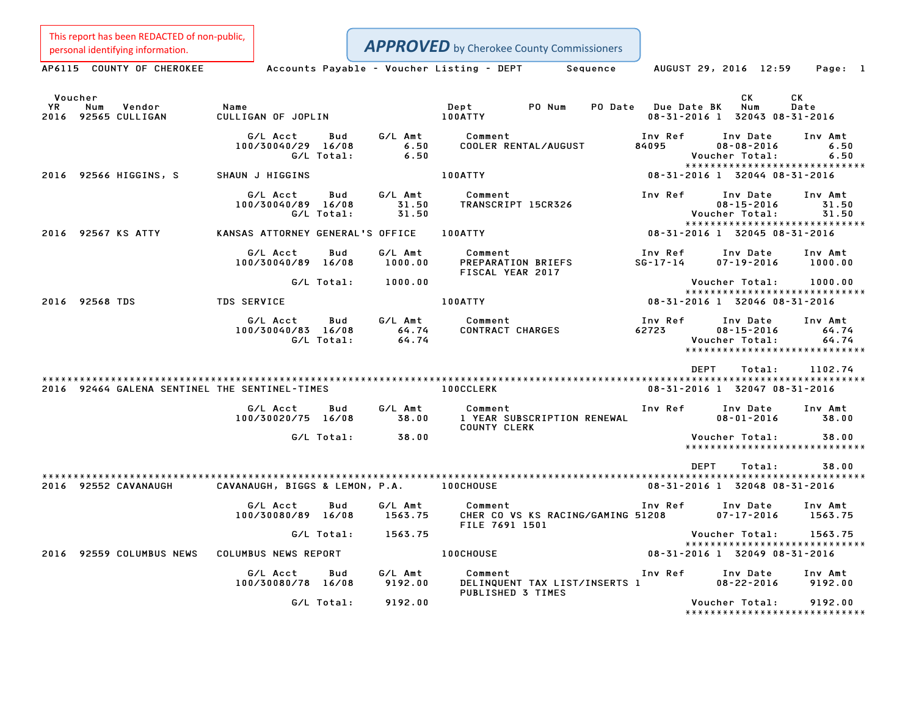This report has been REDACTED of non-public, personal identifying information.

**APPROVED** by Cherokee County Commissioners

AP6115 COUNTY OF CHEROKEE — Accounts Payable - Voucher Listing - DEPT Sequence — AUGUST 29, 2016 12:59 — Page: 1

| Voucher YR | Num | Vendor | Name | Dept | PO Num | PO Date | Due Date | BK | CK Num | CK Date |
|---|---|---|---|---|---|---|---|---|---|---|
| 2016 | 92565 | CULLIGAN | CULLIGAN OF JOPLIN | 100ATTY | | | 08-31-2016 | 1 | 32043 | 08-31-2016 |

| G/L Acct | Bud | G/L Amt | Comment | Inv Ref | Inv Date | Inv Amt |
|---|---|---|---|---|---|---|
| 100/30040/29 | 16/08 | 6.50 | COOLER RENTAL/AUGUST | 84095 | 08-08-2016 | 6.50 |
| | G/L Total: | 6.50 | | | Voucher Total: | 6.50 |

| Voucher YR | Num | Vendor | Name | Dept | PO Num | PO Date | Due Date | BK | CK Num | CK Date |
|---|---|---|---|---|---|---|---|---|---|---|
| 2016 | 92566 | HIGGINS, S | SHAUN J HIGGINS | 100ATTY | | | 08-31-2016 | 1 | 32044 | 08-31-2016 |

| G/L Acct | Bud | G/L Amt | Comment | Inv Ref | Inv Date | Inv Amt |
|---|---|---|---|---|---|---|
| 100/30040/89 | 16/08 | 31.50 | TRANSCRIPT 15CR326 | | 08-15-2016 | 31.50 |
| | G/L Total: | 31.50 | | | Voucher Total: | 31.50 |

| Voucher YR | Num | Vendor | Name | Dept | PO Num | PO Date | Due Date | BK | CK Num | CK Date |
|---|---|---|---|---|---|---|---|---|---|---|
| 2016 | 92567 | KS ATTY | KANSAS ATTORNEY GENERAL'S OFFICE | 100ATTY | | | 08-31-2016 | 1 | 32045 | 08-31-2016 |

| G/L Acct | Bud | G/L Amt | Comment | Inv Ref | Inv Date | Inv Amt |
|---|---|---|---|---|---|---|
| 100/30040/89 | 16/08 | 1000.00 | PREPARATION BRIEFS FISCAL YEAR 2017 | SG-17-14 | 07-19-2016 | 1000.00 |
| | G/L Total: | 1000.00 | | | Voucher Total: | 1000.00 |

| Voucher YR | Num | Vendor | Name | Dept | PO Num | PO Date | Due Date | BK | CK Num | CK Date |
|---|---|---|---|---|---|---|---|---|---|---|
| 2016 | 92568 | TDS | TDS SERVICE | 100ATTY | | | 08-31-2016 | 1 | 32046 | 08-31-2016 |

| G/L Acct | Bud | G/L Amt | Comment | Inv Ref | Inv Date | Inv Amt |
|---|---|---|---|---|---|---|
| 100/30040/83 | 16/08 | 64.74 | CONTRACT CHARGES | 62723 | 08-15-2016 | 64.74 |
| | G/L Total: | 64.74 | | | Voucher Total: | 64.74 |

DEPT Total: 1102.74

| Voucher YR | Num | Vendor | Name | Dept | PO Num | PO Date | Due Date | BK | CK Num | CK Date |
|---|---|---|---|---|---|---|---|---|---|---|
| 2016 | 92464 | GALENA SENTINEL | THE SENTINEL-TIMES | 100CCLERK | | | 08-31-2016 | 1 | 32047 | 08-31-2016 |

| G/L Acct | Bud | G/L Amt | Comment | Inv Ref | Inv Date | Inv Amt |
|---|---|---|---|---|---|---|
| 100/30020/75 | 16/08 | 38.00 | 1 YEAR SUBSCRIPTION RENEWAL COUNTY CLERK | | 08-01-2016 | 38.00 |
| | G/L Total: | 38.00 | | | Voucher Total: | 38.00 |

DEPT Total: 38.00

| Voucher YR | Num | Vendor | Name | Dept | PO Num | PO Date | Due Date | BK | CK Num | CK Date |
|---|---|---|---|---|---|---|---|---|---|---|
| 2016 | 92552 | CAVANAUGH | CAVANAUGH, BIGGS & LEMON, P.A. | 100CHOUSE | | | 08-31-2016 | 1 | 32048 | 08-31-2016 |

| G/L Acct | Bud | G/L Amt | Comment | Inv Ref | Inv Date | Inv Amt |
|---|---|---|---|---|---|---|
| 100/30080/89 | 16/08 | 1563.75 | CHER CO VS KS RACING/GAMING FILE 7691 1501 | 51208 | 07-17-2016 | 1563.75 |
| | G/L Total: | 1563.75 | | | Voucher Total: | 1563.75 |

| Voucher YR | Num | Vendor | Name | Dept | PO Num | PO Date | Due Date | BK | CK Num | CK Date |
|---|---|---|---|---|---|---|---|---|---|---|
| 2016 | 92559 | COLUMBUS NEWS | COLUMBUS NEWS REPORT | 100CHOUSE | | | 08-31-2016 | 1 | 32049 | 08-31-2016 |

| G/L Acct | Bud | G/L Amt | Comment | Inv Ref | Inv Date | Inv Amt |
|---|---|---|---|---|---|---|
| 100/30080/78 | 16/08 | 9192.00 | DELINQUENT TAX LIST/INSERTS PUBLISHED 3 TIMES | 1 | 08-22-2016 | 9192.00 |
| | G/L Total: | 9192.00 | | | Voucher Total: | 9192.00 |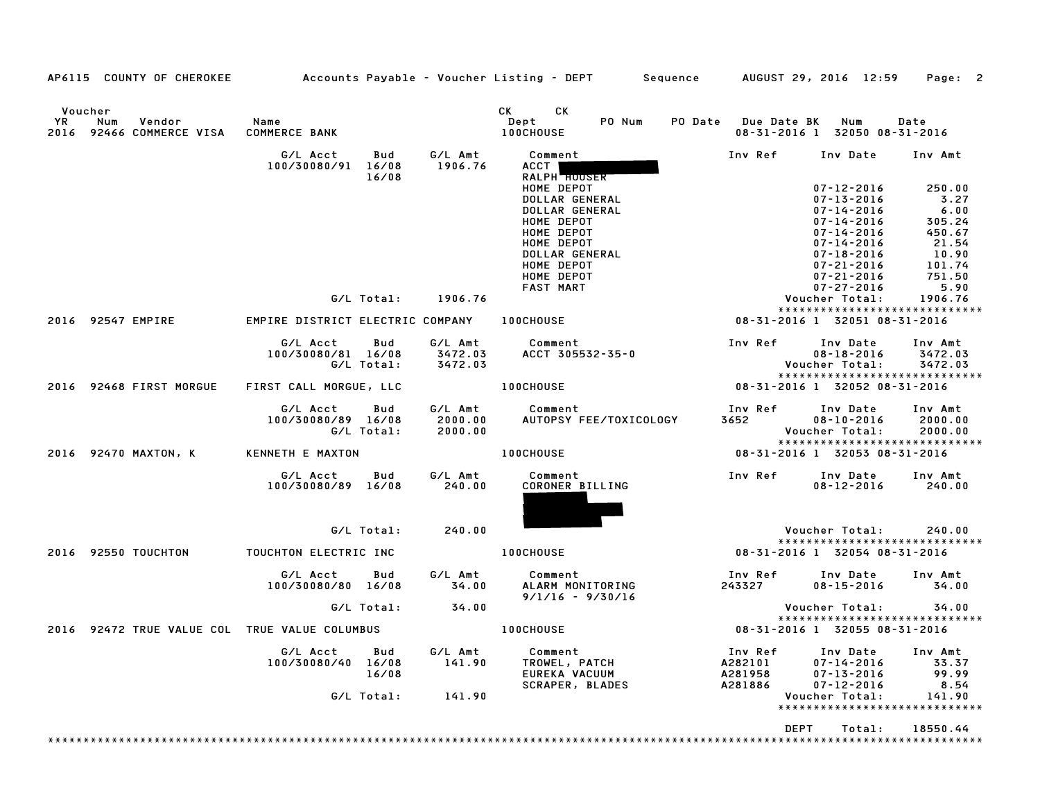AP6115 COUNTY OF CHEROKEE — Accounts Payable - Voucher Listing - DEPT — Sequence — AUGUST 29, 2016 12:59

| Voucher YR | Num | Vendor | Name | CK Dept | PO Num | PO Date | Due Date | BK | CK Num | Date |
|---|---|---|---|---|---|---|---|---|---|---|
| 2016 | 92466 | COMMERCE VISA | COMMERCE BANK | 100CHOUSE | | | 08-31-2016 | 1 | 32050 | 08-31-2016 |

| G/L Acct | Bud | G/L Amt | Comment | Inv Ref | Inv Date | Inv Amt |
|---|---|---|---|---|---|---|
| 100/30080/91 | 16/08 | 1906.76 | ACCT | | | |
| | 16/08 | | RALPH HOUSER | | | |
| | | | HOME DEPOT | | 07-12-2016 | 250.00 |
| | | | DOLLAR GENERAL | | 07-13-2016 | 3.27 |
| | | | DOLLAR GENERAL | | 07-14-2016 | 6.00 |
| | | | HOME DEPOT | | 07-14-2016 | 305.24 |
| | | | HOME DEPOT | | 07-14-2016 | 450.67 |
| | | | HOME DEPOT | | 07-14-2016 | 21.54 |
| | | | DOLLAR GENERAL | | 07-18-2016 | 10.90 |
| | | | HOME DEPOT | | 07-21-2016 | 101.74 |
| | | | HOME DEPOT | | 07-21-2016 | 751.50 |
| | | | FAST MART | | 07-27-2016 | 5.90 |
| G/L Total: | | 1906.76 | | | Voucher Total: | 1906.76 |

| Voucher YR | Num | Vendor | Name | CK Dept | Due Date | BK | CK Num | Date |
|---|---|---|---|---|---|---|---|---|
| 2016 | 92547 | EMPIRE | EMPIRE DISTRICT ELECTRIC COMPANY | 100CHOUSE | 08-31-2016 | 1 | 32051 | 08-31-2016 |

| G/L Acct | Bud | G/L Amt | Comment | Inv Ref | Inv Date | Inv Amt |
|---|---|---|---|---|---|---|
| 100/30080/81 | 16/08 | 3472.03 | ACCT 305532-35-0 | | 08-18-2016 | 3472.03 |
| G/L Total: | | 3472.03 | | | Voucher Total: | 3472.03 |

| Voucher YR | Num | Vendor | Name | CK Dept | Due Date | BK | CK Num | Date |
|---|---|---|---|---|---|---|---|---|
| 2016 | 92468 | FIRST MORGUE | FIRST CALL MORGUE, LLC | 100CHOUSE | 08-31-2016 | 1 | 32052 | 08-31-2016 |

| G/L Acct | Bud | G/L Amt | Comment | Inv Ref | Inv Date | Inv Amt |
|---|---|---|---|---|---|---|
| 100/30080/89 | 16/08 | 2000.00 | AUTOPSY FEE/TOXICOLOGY | 3652 | 08-10-2016 | 2000.00 |
| G/L Total: | | 2000.00 | | | Voucher Total: | 2000.00 |

| Voucher YR | Num | Vendor | Name | CK Dept | Due Date | BK | CK Num | Date |
|---|---|---|---|---|---|---|---|---|
| 2016 | 92470 | MAXTON, K | KENNETH E MAXTON | 100CHOUSE | 08-31-2016 | 1 | 32053 | 08-31-2016 |

| G/L Acct | Bud | G/L Amt | Comment | Inv Ref | Inv Date | Inv Amt |
|---|---|---|---|---|---|---|
| 100/30080/89 | 16/08 | 240.00 | CORONER BILLING | | 08-12-2016 | 240.00 |
| G/L Total: | | 240.00 | | | Voucher Total: | 240.00 |

| Voucher YR | Num | Vendor | Name | CK Dept | Due Date | BK | CK Num | Date |
|---|---|---|---|---|---|---|---|---|
| 2016 | 92550 | TOUCHTON | TOUCHTON ELECTRIC INC | 100CHOUSE | 08-31-2016 | 1 | 32054 | 08-31-2016 |

| G/L Acct | Bud | G/L Amt | Comment | Inv Ref | Inv Date | Inv Amt |
|---|---|---|---|---|---|---|
| 100/30080/80 | 16/08 | 34.00 | ALARM MONITORING | 243327 | 08-15-2016 | 34.00 |
| | | | 9/1/16 - 9/30/16 | | | |
| G/L Total: | | 34.00 | | | Voucher Total: | 34.00 |

| Voucher YR | Num | Vendor | Name | CK Dept | Due Date | BK | CK Num | Date |
|---|---|---|---|---|---|---|---|---|
| 2016 | 92472 | TRUE VALUE COL | TRUE VALUE COLUMBUS | 100CHOUSE | 08-31-2016 | 1 | 32055 | 08-31-2016 |

| G/L Acct | Bud | G/L Amt | Comment | Inv Ref | Inv Date | Inv Amt |
|---|---|---|---|---|---|---|
| 100/30080/40 | 16/08 | 141.90 | TROWEL, PATCH | A282101 | 07-14-2016 | 33.37 |
| | 16/08 | | EUREKA VACUUM | A281958 | 07-13-2016 | 99.99 |
| | | | SCRAPER, BLADES | A281886 | 07-12-2016 | 8.54 |
| G/L Total: | | 141.90 | | | Voucher Total: | 141.90 |

DEPT Total: 18550.44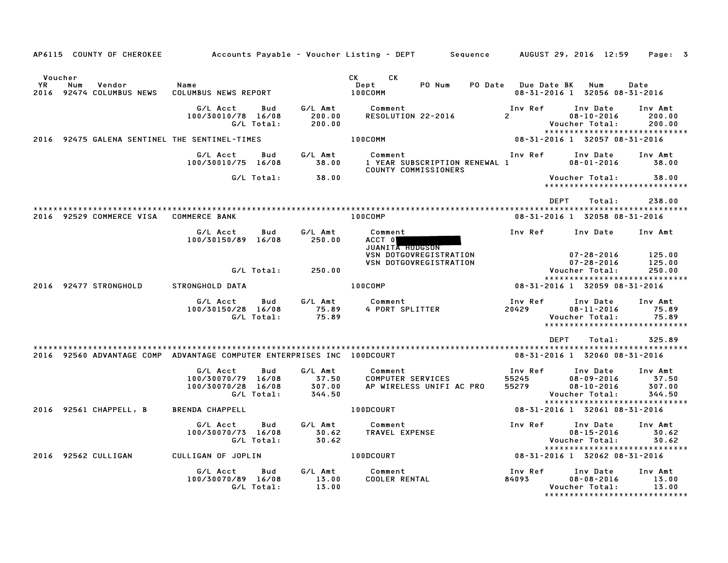AP6115 COUNTY OF CHEROKEE — Accounts Payable - Voucher Listing - DEPT — Sequence — AUGUST 29, 2016 12:59

| Voucher YR | Num | Vendor | Name | CK Dept | CK PO Num | PO Date | Due Date | BK | Num | Date |
|---|---|---|---|---|---|---|---|---|---|---|
| 2016 | 92474 | COLUMBUS NEWS | COLUMBUS NEWS REPORT | 100COMM | | | 08-31-2016 | 1 | 32056 | 08-31-2016 |

| G/L Acct | Bud | G/L Amt | Comment | Inv Ref | Inv Date | Inv Amt |
|---|---|---|---|---|---|---|
| 100/30010/78 | 16/08 | 200.00 | RESOLUTION 22-2016 | 2 | 08-10-2016 | 200.00 |
| | G/L Total: | 200.00 | | | Voucher Total: | 200.00 |

| YR | Num | Vendor | Name | Dept | Due Date | BK | Num | Date |
|---|---|---|---|---|---|---|---|---|
| 2016 | 92475 | GALENA SENTINEL | THE SENTINEL-TIMES | 100COMM | 08-31-2016 | 1 | 32057 | 08-31-2016 |

| G/L Acct | Bud | G/L Amt | Comment | Inv Ref | Inv Date | Inv Amt |
|---|---|---|---|---|---|---|
| 100/30010/75 | 16/08 | 38.00 | 1 YEAR SUBSCRIPTION RENEWAL COUNTY COMMISSIONERS | 1 | 08-01-2016 | 38.00 |
| | G/L Total: | 38.00 | | | Voucher Total: | 38.00 |

DEPT Total: 238.00

| YR | Num | Vendor | Name | Dept | Due Date | BK | Num | Date |
|---|---|---|---|---|---|---|---|---|
| 2016 | 92529 | COMMERCE VISA | COMMERCE BANK | 100COMP | 08-31-2016 | 1 | 32058 | 08-31-2016 |

| G/L Acct | Bud | G/L Amt | Comment | Inv Ref | Inv Date | Inv Amt |
|---|---|---|---|---|---|---|
| 100/30150/89 | 16/08 | 250.00 | ACCT 0 [REDACTED] JUANITA HODGSON | | | |
| | | | VSN DOTGOVREGISTRATION | | 07-28-2016 | 125.00 |
| | | | VSN DOTGOVREGISTRATION | | 07-28-2016 | 125.00 |
| | G/L Total: | 250.00 | | | Voucher Total: | 250.00 |

| YR | Num | Vendor | Name | Dept | Due Date | BK | Num | Date |
|---|---|---|---|---|---|---|---|---|
| 2016 | 92477 | STRONGHOLD | STRONGHOLD DATA | 100COMP | 08-31-2016 | 1 | 32059 | 08-31-2016 |

| G/L Acct | Bud | G/L Amt | Comment | Inv Ref | Inv Date | Inv Amt |
|---|---|---|---|---|---|---|
| 100/30150/28 | 16/08 | 75.89 | 4 PORT SPLITTER | 20429 | 08-11-2016 | 75.89 |
| | G/L Total: | 75.89 | | | Voucher Total: | 75.89 |

DEPT Total: 325.89

| YR | Num | Vendor | Name | Dept | Due Date | BK | Num | Date |
|---|---|---|---|---|---|---|---|---|
| 2016 | 92560 | ADVANTAGE COMP | ADVANTAGE COMPUTER ENTERPRISES INC | 100DCOURT | 08-31-2016 | 1 | 32060 | 08-31-2016 |

| G/L Acct | Bud | G/L Amt | Comment | Inv Ref | Inv Date | Inv Amt |
|---|---|---|---|---|---|---|
| 100/30070/79 | 16/08 | 37.50 | COMPUTER SERVICES | 55245 | 08-09-2016 | 37.50 |
| 100/30070/28 | 16/08 | 307.00 | AP WIRELESS UNIFI AC PRO | 55279 | 08-10-2016 | 307.00 |
| | G/L Total: | 344.50 | | | Voucher Total: | 344.50 |

| YR | Num | Vendor | Name | Dept | Due Date | BK | Num | Date |
|---|---|---|---|---|---|---|---|---|
| 2016 | 92561 | CHAPPELL, B | BRENDA CHAPPELL | 100DCOURT | 08-31-2016 | 1 | 32061 | 08-31-2016 |

| G/L Acct | Bud | G/L Amt | Comment | Inv Ref | Inv Date | Inv Amt |
|---|---|---|---|---|---|---|
| 100/30070/73 | 16/08 | 30.62 | TRAVEL EXPENSE | | 08-15-2016 | 30.62 |
| | G/L Total: | 30.62 | | | Voucher Total: | 30.62 |

| YR | Num | Vendor | Name | Dept | Due Date | BK | Num | Date |
|---|---|---|---|---|---|---|---|---|
| 2016 | 92562 | CULLIGAN | CULLIGAN OF JOPLIN | 100DCOURT | 08-31-2016 | 1 | 32062 | 08-31-2016 |

| G/L Acct | Bud | G/L Amt | Comment | Inv Ref | Inv Date | Inv Amt |
|---|---|---|---|---|---|---|
| 100/30070/89 | 16/08 | 13.00 | COOLER RENTAL | 84093 | 08-08-2016 | 13.00 |
| | G/L Total: | 13.00 | | | Voucher Total: | 13.00 |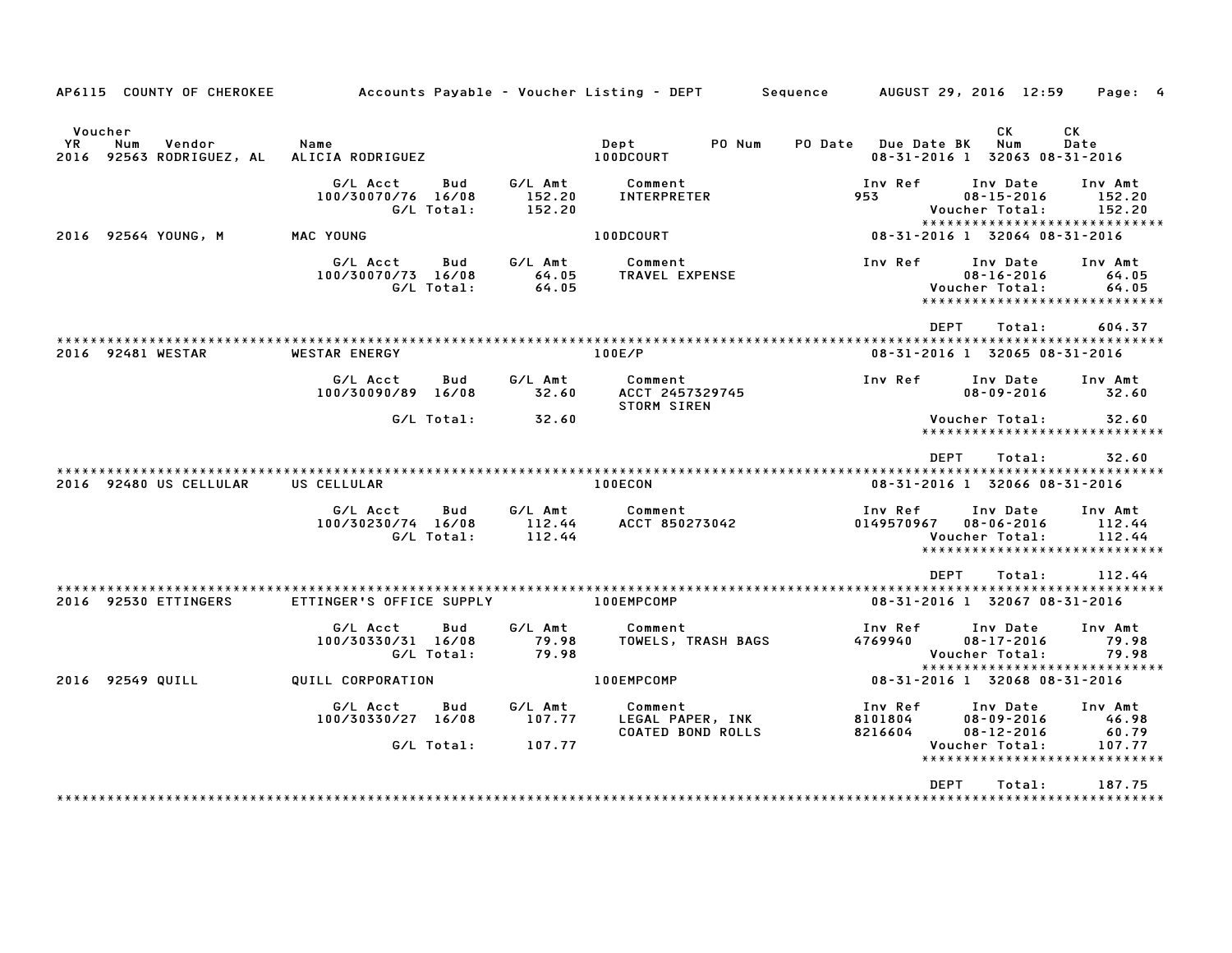AP6115 COUNTY OF CHEROKEE Accounts Payable - Voucher Listing - DEPT Sequence AUGUST 29, 2016 12:59

| Voucher YR | Num | Vendor | Name | Dept | PO Num | PO Date | Due Date BK | CK Num | CK Date |
|---|---|---|---|---|---|---|---|---|---|
| 2016 | 92563 | RODRIGUEZ, AL | ALICIA RODRIGUEZ | 100DCOURT | | | 08-31-2016 1 | 32063 | 08-31-2016 |

| G/L Acct | Bud | G/L Amt | Comment | Inv Ref | Inv Date | Inv Amt |
|---|---|---|---|---|---|---|
| 100/30070/76 | 16/08 | 152.20 | INTERPRETER | 953 | 08-15-2016 | 152.20 |
| | G/L Total: | 152.20 | | | Voucher Total: | 152.20 |

| Voucher YR | Num | Vendor | Name | Dept | Due Date BK | CK Num | CK Date |
|---|---|---|---|---|---|---|---|
| 2016 | 92564 | YOUNG, M | MAC YOUNG | 100DCOURT | 08-31-2016 1 | 32064 | 08-31-2016 |

| G/L Acct | Bud | G/L Amt | Comment | Inv Ref | Inv Date | Inv Amt |
|---|---|---|---|---|---|---|
| 100/30070/73 | 16/08 | 64.05 | TRAVEL EXPENSE | | 08-16-2016 | 64.05 |
| | G/L Total: | 64.05 | | | Voucher Total: | 64.05 |

DEPT Total: 604.37

| Voucher YR | Num | Vendor | Name | Dept | Due Date BK | CK Num | CK Date |
|---|---|---|---|---|---|---|---|
| 2016 | 92481 | WESTAR | WESTAR ENERGY | 100E/P | 08-31-2016 1 | 32065 | 08-31-2016 |

| G/L Acct | Bud | G/L Amt | Comment | Inv Ref | Inv Date | Inv Amt |
|---|---|---|---|---|---|---|
| 100/30090/89 | 16/08 | 32.60 | ACCT 2457329745 STORM SIREN | | 08-09-2016 | 32.60 |
| | G/L Total: | 32.60 | | | Voucher Total: | 32.60 |

DEPT Total: 32.60

| Voucher YR | Num | Vendor | Name | Dept | Due Date BK | CK Num | CK Date |
|---|---|---|---|---|---|---|---|
| 2016 | 92480 | US CELLULAR | US CELLULAR | 100ECON | 08-31-2016 1 | 32066 | 08-31-2016 |

| G/L Acct | Bud | G/L Amt | Comment | Inv Ref | Inv Date | Inv Amt |
|---|---|---|---|---|---|---|
| 100/30230/74 | 16/08 | 112.44 | ACCT 850273042 | 0149570967 | 08-06-2016 | 112.44 |
| | G/L Total: | 112.44 | | | Voucher Total: | 112.44 |

DEPT Total: 112.44

| Voucher YR | Num | Vendor | Name | Dept | Due Date BK | CK Num | CK Date |
|---|---|---|---|---|---|---|---|
| 2016 | 92530 | ETTINGERS | ETTINGER'S OFFICE SUPPLY | 100EMPCOMP | 08-31-2016 1 | 32067 | 08-31-2016 |

| G/L Acct | Bud | G/L Amt | Comment | Inv Ref | Inv Date | Inv Amt |
|---|---|---|---|---|---|---|
| 100/30330/31 | 16/08 | 79.98 | TOWELS, TRASH BAGS | 4769940 | 08-17-2016 | 79.98 |
| | G/L Total: | 79.98 | | | Voucher Total: | 79.98 |

| Voucher YR | Num | Vendor | Name | Dept | Due Date BK | CK Num | CK Date |
|---|---|---|---|---|---|---|---|
| 2016 | 92549 | QUILL | QUILL CORPORATION | 100EMPCOMP | 08-31-2016 1 | 32068 | 08-31-2016 |

| G/L Acct | Bud | G/L Amt | Comment | Inv Ref | Inv Date | Inv Amt |
|---|---|---|---|---|---|---|
| 100/30330/27 | 16/08 | 107.77 | LEGAL PAPER, INK | 8101804 | 08-09-2016 | 46.98 |
| | | | COATED BOND ROLLS | 8216604 | 08-12-2016 | 60.79 |
| | G/L Total: | 107.77 | | | Voucher Total: | 107.77 |

DEPT Total: 187.75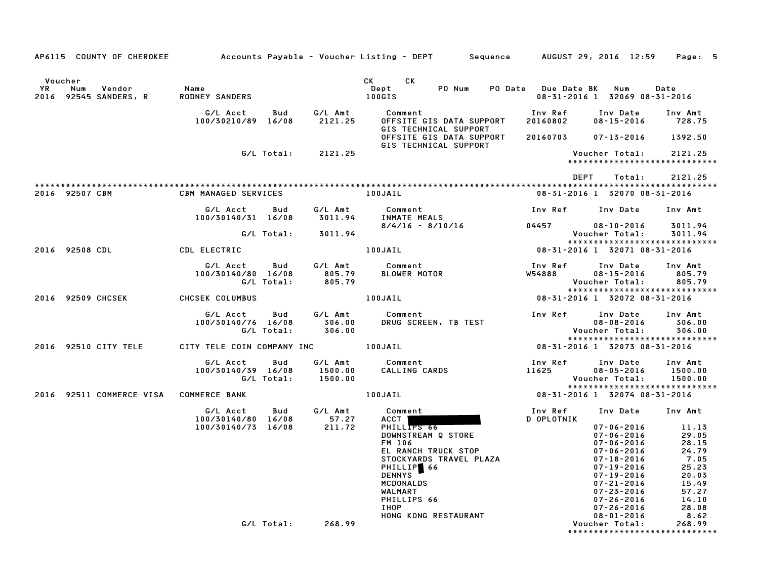AP6115 COUNTY OF CHEROKEE — Accounts Payable - Voucher Listing - DEPT — Sequence — AUGUST 29, 2016 12:59

| Voucher YR | Num | Vendor | Name | CK Dept | CK PO Num | PO Date | Due Date BK | Num | Date |
|---|---|---|---|---|---|---|---|---|---|
| 2016 | 92545 | SANDERS, R | RODNEY SANDERS | 100GIS | | | 08-31-2016 1 | 32069 | 08-31-2016 |

| G/L Acct | Bud | G/L Amt | Comment | Inv Ref | Inv Date | Inv Amt |
|---|---|---|---|---|---|---|
| 100/30210/89 | 16/08 | 2121.25 | OFFSITE GIS DATA SUPPORT GIS TECHNICAL SUPPORT | 20160802 | 08-15-2016 | 728.75 |
| | | | OFFSITE GIS DATA SUPPORT GIS TECHNICAL SUPPORT | 20160703 | 07-13-2016 | 1392.50 |
| | G/L Total: | 2121.25 | | | Voucher Total: | 2121.25 |

DEPT Total: 2121.25

| Voucher YR | Num | Vendor | Name | CK Dept | Due Date BK | Num | Date |
|---|---|---|---|---|---|---|---|
| 2016 | 92507 | CBM | CBM MANAGED SERVICES | 100JAIL | 08-31-2016 1 | 32070 | 08-31-2016 |

| G/L Acct | Bud | G/L Amt | Comment | Inv Ref | Inv Date | Inv Amt |
|---|---|---|---|---|---|---|
| 100/30140/31 | 16/08 | 3011.94 | INMATE MEALS 8/4/16 - 8/10/16 | 04457 | 08-10-2016 | 3011.94 |
| | G/L Total: | 3011.94 | | | Voucher Total: | 3011.94 |

| Voucher YR | Num | Vendor | Name | CK Dept | Due Date BK | Num | Date |
|---|---|---|---|---|---|---|---|
| 2016 | 92508 | CDL | CDL ELECTRIC | 100JAIL | 08-31-2016 1 | 32071 | 08-31-2016 |

| G/L Acct | Bud | G/L Amt | Comment | Inv Ref | Inv Date | Inv Amt |
|---|---|---|---|---|---|---|
| 100/30140/80 | 16/08 | 805.79 | BLOWER MOTOR | W54888 | 08-15-2016 | 805.79 |
| | G/L Total: | 805.79 | | | Voucher Total: | 805.79 |

| Voucher YR | Num | Vendor | Name | CK Dept | Due Date BK | Num | Date |
|---|---|---|---|---|---|---|---|
| 2016 | 92509 | CHCSEK | CHCSEK COLUMBUS | 100JAIL | 08-31-2016 1 | 32072 | 08-31-2016 |

| G/L Acct | Bud | G/L Amt | Comment | Inv Ref | Inv Date | Inv Amt |
|---|---|---|---|---|---|---|
| 100/30140/76 | 16/08 | 306.00 | DRUG SCREEN, TB TEST | | 08-08-2016 | 306.00 |
| | G/L Total: | 306.00 | | | Voucher Total: | 306.00 |

| Voucher YR | Num | Vendor | Name | CK Dept | Due Date BK | Num | Date |
|---|---|---|---|---|---|---|---|
| 2016 | 92510 | CITY TELE | CITY TELE COIN COMPANY INC | 100JAIL | 08-31-2016 1 | 32073 | 08-31-2016 |

| G/L Acct | Bud | G/L Amt | Comment | Inv Ref | Inv Date | Inv Amt |
|---|---|---|---|---|---|---|
| 100/30140/39 | 16/08 | 1500.00 | CALLING CARDS | 11625 | 08-05-2016 | 1500.00 |
| | G/L Total: | 1500.00 | | | Voucher Total: | 1500.00 |

| Voucher YR | Num | Vendor | Name | CK Dept | Due Date BK | Num | Date |
|---|---|---|---|---|---|---|---|
| 2016 | 92511 | COMMERCE VISA | COMMERCE BANK | 100JAIL | 08-31-2016 1 | 32074 | 08-31-2016 |

| G/L Acct | Bud | G/L Amt | Comment | Inv Ref | Inv Date | Inv Amt |
|---|---|---|---|---|---|---|
| 100/30140/80 | 16/08 | 57.27 | ACCT [REDACTED] | D OPLOTNIK | | |
| 100/30140/73 | 16/08 | 211.72 | PHILLIPS 66 | | 07-06-2016 | 11.13 |
| | | | DOWNSTREAM Q STORE | | 07-06-2016 | 29.05 |
| | | | FM 106 | | 07-06-2016 | 28.15 |
| | | | EL RANCH TRUCK STOP | | 07-06-2016 | 24.79 |
| | | | STOCKYARDS TRAVEL PLAZA | | 07-18-2016 | 7.05 |
| | | | PHILLIP[REDACTED] 66 | | 07-19-2016 | 25.23 |
| | | | DENNYS | | 07-19-2016 | 20.03 |
| | | | MCDONALDS | | 07-21-2016 | 15.49 |
| | | | WALMART | | 07-23-2016 | 57.27 |
| | | | PHILLIPS 66 | | 07-26-2016 | 14.10 |
| | | | IHOP | | 07-26-2016 | 28.08 |
| | | | HONG KONG RESTAURANT | | 08-01-2016 | 8.62 |
| | G/L Total: | 268.99 | | | Voucher Total: | 268.99 |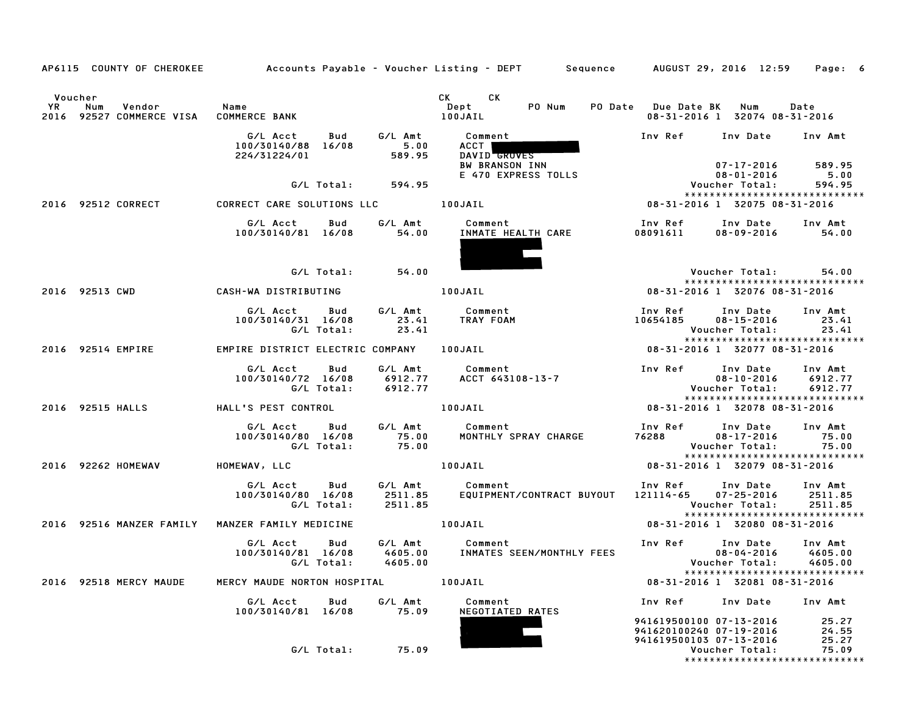AP6115 COUNTY OF CHEROKEE Accounts Payable - Voucher Listing - DEPT Sequence AUGUST 29, 2016 12:59

| Voucher YR | Num | Vendor | Name | CK Dept | CK PO Num | PO Date | Due Date | BK | Num | Date |
|---|---|---|---|---|---|---|---|---|---|---|
| 2016 | 92527 | COMMERCE VISA | COMMERCE BANK | 100JAIL | | | 08-31-2016 | 1 | 32074 | 08-31-2016 |

| G/L Acct | Bud | G/L Amt | Comment | Inv Ref | Inv Date | Inv Amt |
|---|---|---|---|---|---|---|
| 100/30140/88 | 16/08 | 5.00 | ACCT | | | |
| 224/31224/01 | | 589.95 | DAVID GROVES | | | |
| | | | BW BRANSON INN | | 07-17-2016 | 589.95 |
| | | | E 470 EXPRESS TOLLS | | 08-01-2016 | 5.00 |
| | G/L Total: | 594.95 | | | Voucher Total: | 594.95 |

****************************

| Voucher YR | Num | Vendor | Name | CK Dept | Due Date | BK | Num | Date |
|---|---|---|---|---|---|---|---|---|
| 2016 | 92512 | CORRECT | CORRECT CARE SOLUTIONS LLC | 100JAIL | 08-31-2016 | 1 | 32075 | 08-31-2016 |

| G/L Acct | Bud | G/L Amt | Comment | Inv Ref | Inv Date | Inv Amt |
|---|---|---|---|---|---|---|
| 100/30140/81 | 16/08 | 54.00 | INMATE HEALTH CARE | 08091611 | 08-09-2016 | 54.00 |
| | G/L Total: | 54.00 | | | Voucher Total: | 54.00 |

****************************

| Voucher YR | Num | Vendor | Name | CK Dept | Due Date | BK | Num | Date |
|---|---|---|---|---|---|---|---|---|
| 2016 | 92513 | CWD | CASH-WA DISTRIBUTING | 100JAIL | 08-31-2016 | 1 | 32076 | 08-31-2016 |

| G/L Acct | Bud | G/L Amt | Comment | Inv Ref | Inv Date | Inv Amt |
|---|---|---|---|---|---|---|
| 100/30140/31 | 16/08 | 23.41 | TRAY FOAM | 10654185 | 08-15-2016 | 23.41 |
| | G/L Total: | 23.41 | | | Voucher Total: | 23.41 |

****************************

| Voucher YR | Num | Vendor | Name | CK Dept | Due Date | BK | Num | Date |
|---|---|---|---|---|---|---|---|---|
| 2016 | 92514 | EMPIRE | EMPIRE DISTRICT ELECTRIC COMPANY | 100JAIL | 08-31-2016 | 1 | 32077 | 08-31-2016 |

| G/L Acct | Bud | G/L Amt | Comment | Inv Ref | Inv Date | Inv Amt |
|---|---|---|---|---|---|---|
| 100/30140/72 | 16/08 | 6912.77 | ACCT 643108-13-7 | | 08-10-2016 | 6912.77 |
| | G/L Total: | 6912.77 | | | Voucher Total: | 6912.77 |

****************************

| Voucher YR | Num | Vendor | Name | CK Dept | Due Date | BK | Num | Date |
|---|---|---|---|---|---|---|---|---|
| 2016 | 92515 | HALLS | HALL'S PEST CONTROL | 100JAIL | 08-31-2016 | 1 | 32078 | 08-31-2016 |

| G/L Acct | Bud | G/L Amt | Comment | Inv Ref | Inv Date | Inv Amt |
|---|---|---|---|---|---|---|
| 100/30140/80 | 16/08 | 75.00 | MONTHLY SPRAY CHARGE | 76288 | 08-17-2016 | 75.00 |
| | G/L Total: | 75.00 | | | Voucher Total: | 75.00 |

****************************

| Voucher YR | Num | Vendor | Name | CK Dept | Due Date | BK | Num | Date |
|---|---|---|---|---|---|---|---|---|
| 2016 | 92262 | HOMEWAV | HOMEWAV, LLC | 100JAIL | 08-31-2016 | 1 | 32079 | 08-31-2016 |

| G/L Acct | Bud | G/L Amt | Comment | Inv Ref | Inv Date | Inv Amt |
|---|---|---|---|---|---|---|
| 100/30140/80 | 16/08 | 2511.85 | EQUIPMENT/CONTRACT BUYOUT | 121114-65 | 07-25-2016 | 2511.85 |
| | G/L Total: | 2511.85 | | | Voucher Total: | 2511.85 |

****************************

| Voucher YR | Num | Vendor | Name | CK Dept | Due Date | BK | Num | Date |
|---|---|---|---|---|---|---|---|---|
| 2016 | 92516 | MANZER FAMILY | MANZER FAMILY MEDICINE | 100JAIL | 08-31-2016 | 1 | 32080 | 08-31-2016 |

| G/L Acct | Bud | G/L Amt | Comment | Inv Ref | Inv Date | Inv Amt |
|---|---|---|---|---|---|---|
| 100/30140/81 | 16/08 | 4605.00 | INMATES SEEN/MONTHLY FEES | | 08-04-2016 | 4605.00 |
| | G/L Total: | 4605.00 | | | Voucher Total: | 4605.00 |

****************************

| Voucher YR | Num | Vendor | Name | CK Dept | Due Date | BK | Num | Date |
|---|---|---|---|---|---|---|---|---|
| 2016 | 92518 | MERCY MAUDE | MERCY MAUDE NORTON HOSPITAL | 100JAIL | 08-31-2016 | 1 | 32081 | 08-31-2016 |

| G/L Acct | Bud | G/L Amt | Comment | Inv Ref | Inv Date | Inv Amt |
|---|---|---|---|---|---|---|
| 100/30140/81 | 16/08 | 75.09 | NEGOTIATED RATES | | | |
| | | | | 941619500100 | 07-13-2016 | 25.27 |
| | | | | 941620100240 | 07-19-2016 | 24.55 |
| | | | | 941619500103 | 07-13-2016 | 25.27 |
| | G/L Total: | 75.09 | | | Voucher Total: | 75.09 |

****************************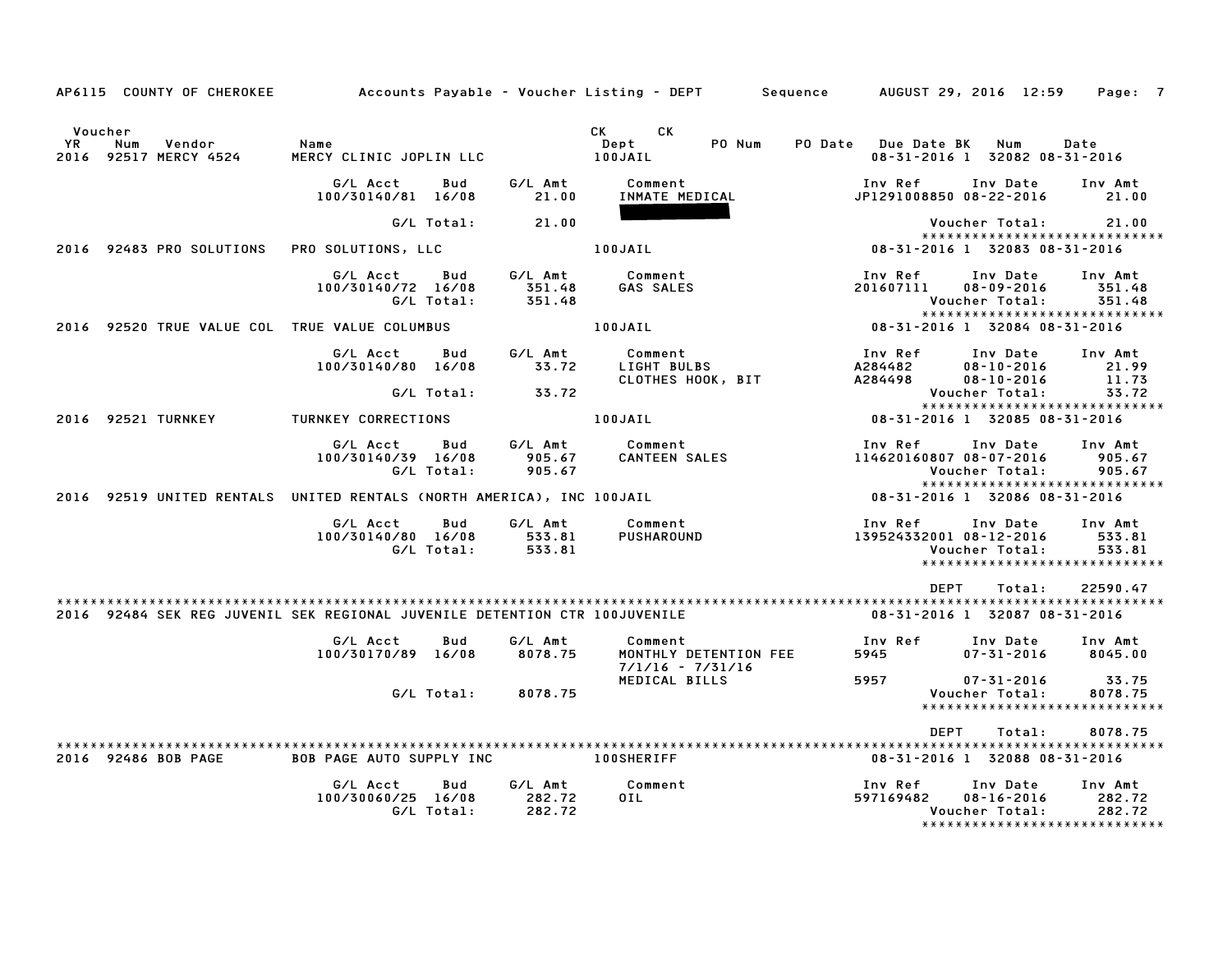AP6115 COUNTY OF CHEROKEE — Accounts Payable - Voucher Listing - DEPT — Sequence — AUGUST 29, 2016 12:59

| Voucher YR | Num | Vendor | Name | CK Dept | PO Num | PO Date | Due Date | BK | CK Num | Date |
|---|---|---|---|---|---|---|---|---|---|---|
| 2016 | 92517 | MERCY 4524 | MERCY CLINIC JOPLIN LLC | 100JAIL | | | 08-31-2016 | 1 | 32082 | 08-31-2016 |

| G/L Acct | Bud | G/L Amt | Comment | Inv Ref | Inv Date | Inv Amt |
|---|---|---|---|---|---|---|
| 100/30140/81 | 16/08 | 21.00 | INMATE MEDICAL | JP1291008850 | 08-22-2016 | 21.00 |
| | G/L Total: | 21.00 | | | Voucher Total: | 21.00 |

******************************

| YR | Num | Vendor | Name | Dept | Due Date | BK | CK Num | Date |
|---|---|---|---|---|---|---|---|---|
| 2016 | 92483 | PRO SOLUTIONS | PRO SOLUTIONS, LLC | 100JAIL | 08-31-2016 | 1 | 32083 | 08-31-2016 |

| G/L Acct | Bud | G/L Amt | Comment | Inv Ref | Inv Date | Inv Amt |
|---|---|---|---|---|---|---|
| 100/30140/72 | 16/08 | 351.48 | GAS SALES | 201607111 | 08-09-2016 | 351.48 |
| | G/L Total: | 351.48 | | | Voucher Total: | 351.48 |

******************************

| YR | Num | Vendor | Name | Dept | Due Date | BK | CK Num | Date |
|---|---|---|---|---|---|---|---|---|
| 2016 | 92520 | TRUE VALUE COL | TRUE VALUE COLUMBUS | 100JAIL | 08-31-2016 | 1 | 32084 | 08-31-2016 |

| G/L Acct | Bud | G/L Amt | Comment | Inv Ref | Inv Date | Inv Amt |
|---|---|---|---|---|---|---|
| 100/30140/80 | 16/08 | 33.72 | LIGHT BULBS | A284482 | 08-10-2016 | 21.99 |
| | | | CLOTHES HOOK, BIT | A284498 | 08-10-2016 | 11.73 |
| | G/L Total: | 33.72 | | | Voucher Total: | 33.72 |

******************************

| YR | Num | Vendor | Name | Dept | Due Date | BK | CK Num | Date |
|---|---|---|---|---|---|---|---|---|
| 2016 | 92521 | TURNKEY | TURNKEY CORRECTIONS | 100JAIL | 08-31-2016 | 1 | 32085 | 08-31-2016 |

| G/L Acct | Bud | G/L Amt | Comment | Inv Ref | Inv Date | Inv Amt |
|---|---|---|---|---|---|---|
| 100/30140/39 | 16/08 | 905.67 | CANTEEN SALES | 114620160807 | 08-07-2016 | 905.67 |
| | G/L Total: | 905.67 | | | Voucher Total: | 905.67 |

******************************

| YR | Num | Vendor | Name | Dept | Due Date | BK | CK Num | Date |
|---|---|---|---|---|---|---|---|---|
| 2016 | 92519 | UNITED RENTALS | UNITED RENTALS (NORTH AMERICA), INC | 100JAIL | 08-31-2016 | 1 | 32086 | 08-31-2016 |

| G/L Acct | Bud | G/L Amt | Comment | Inv Ref | Inv Date | Inv Amt |
|---|---|---|---|---|---|---|
| 100/30140/80 | 16/08 | 533.81 | PUSHAROUND | 139524332001 | 08-12-2016 | 533.81 |
| | G/L Total: | 533.81 | | | Voucher Total: | 533.81 |

******************************

DEPT Total: 22590.47

******************************

| YR | Num | Vendor | Name | Dept | Due Date | BK | CK Num | Date |
|---|---|---|---|---|---|---|---|---|
| 2016 | 92484 | SEK REG JUVENIL | SEK REGIONAL JUVENILE DETENTION CTR | 100JUVENILE | 08-31-2016 | 1 | 32087 | 08-31-2016 |

| G/L Acct | Bud | G/L Amt | Comment | Inv Ref | Inv Date | Inv Amt |
|---|---|---|---|---|---|---|
| 100/30170/89 | 16/08 | 8078.75 | MONTHLY DETENTION FEE 7/1/16 - 7/31/16 | 5945 | 07-31-2016 | 8045.00 |
| | | | MEDICAL BILLS | 5957 | 07-31-2016 | 33.75 |
| | G/L Total: | 8078.75 | | | Voucher Total: | 8078.75 |

******************************

DEPT Total: 8078.75

******************************

| YR | Num | Vendor | Name | Dept | Due Date | BK | CK Num | Date |
|---|---|---|---|---|---|---|---|---|
| 2016 | 92486 | BOB PAGE | BOB PAGE AUTO SUPPLY INC | 100SHERIFF | 08-31-2016 | 1 | 32088 | 08-31-2016 |

| G/L Acct | Bud | G/L Amt | Comment | Inv Ref | Inv Date | Inv Amt |
|---|---|---|---|---|---|---|
| 100/30060/25 | 16/08 | 282.72 | OIL | 597169482 | 08-16-2016 | 282.72 |
| | G/L Total: | 282.72 | | | Voucher Total: | 282.72 |

******************************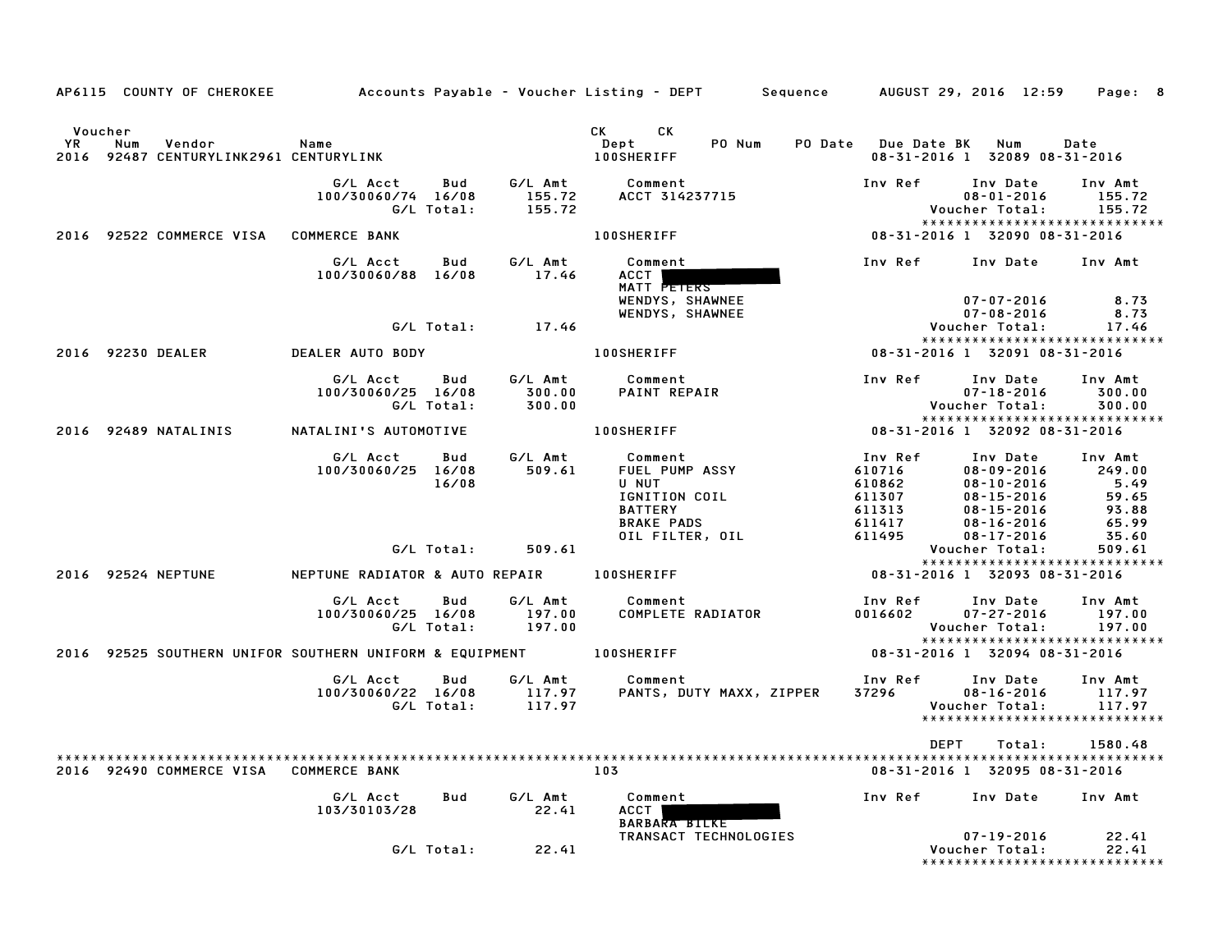AP6115 COUNTY OF CHEROKEE    Accounts Payable - Voucher Listing - DEPT    Sequence    AUGUST 29, 2016 12:59

| Voucher YR | Num | Vendor | Name | | | CK Dept | CK PO Num | PO Date | Due Date | BK | Num | Date |
|---|---|---|---|---|---|---|---|---|---|---|---|---|
| 2016 | 92487 | CENTURYLINK2961 | CENTURYLINK | | | 100SHERIFF | | | 08-31-2016 | 1 | 32089 | 08-31-2016 |

| G/L Acct | Bud | G/L Amt | Comment | Inv Ref | Inv Date | Inv Amt |
|---|---|---|---|---|---|---|
| 100/30060/74 | 16/08 | 155.72 | ACCT 314237715 | | 08-01-2016 | 155.72 |
| | G/L Total: | 155.72 | | | Voucher Total: | 155.72 |

**2016 92522 COMMERCE VISA — COMMERCE BANK — 100SHERIFF — 08-31-2016 1 32090 08-31-2016**

| G/L Acct | Bud | G/L Amt | Comment | Inv Ref | Inv Date | Inv Amt |
|---|---|---|---|---|---|---|
| 100/30060/88 | 16/08 | 17.46 | ACCT [REDACTED] | | | |
| | | | MATT PETERS | | | |
| | | | WENDYS, SHAWNEE | | 07-07-2016 | 8.73 |
| | | | WENDYS, SHAWNEE | | 07-08-2016 | 8.73 |
| | G/L Total: | 17.46 | | | Voucher Total: | 17.46 |

**2016 92230 DEALER — DEALER AUTO BODY — 100SHERIFF — 08-31-2016 1 32091 08-31-2016**

| G/L Acct | Bud | G/L Amt | Comment | Inv Ref | Inv Date | Inv Amt |
|---|---|---|---|---|---|---|
| 100/30060/25 | 16/08 | 300.00 | PAINT REPAIR | | 07-18-2016 | 300.00 |
| | G/L Total: | 300.00 | | | Voucher Total: | 300.00 |

**2016 92489 NATALINIS — NATALINI'S AUTOMOTIVE — 100SHERIFF — 08-31-2016 1 32092 08-31-2016**

| G/L Acct | Bud | G/L Amt | Comment | Inv Ref | Inv Date | Inv Amt |
|---|---|---|---|---|---|---|
| 100/30060/25 | 16/08 | 509.61 | FUEL PUMP ASSY | 610716 | 08-09-2016 | 249.00 |
| | 16/08 | | U NUT | 610862 | 08-10-2016 | 5.49 |
| | | | IGNITION COIL | 611307 | 08-15-2016 | 59.65 |
| | | | BATTERY | 611313 | 08-15-2016 | 93.88 |
| | | | BRAKE PADS | 611417 | 08-16-2016 | 65.99 |
| | | | OIL FILTER, OIL | 611495 | 08-17-2016 | 35.60 |
| | G/L Total: | 509.61 | | | Voucher Total: | 509.61 |

**2016 92524 NEPTUNE — NEPTUNE RADIATOR & AUTO REPAIR — 100SHERIFF — 08-31-2016 1 32093 08-31-2016**

| G/L Acct | Bud | G/L Amt | Comment | Inv Ref | Inv Date | Inv Amt |
|---|---|---|---|---|---|---|
| 100/30060/25 | 16/08 | 197.00 | COMPLETE RADIATOR | 0016602 | 07-27-2016 | 197.00 |
| | G/L Total: | 197.00 | | | Voucher Total: | 197.00 |

**2016 92525 SOUTHERN UNIFOR — SOUTHERN UNIFORM & EQUIPMENT — 100SHERIFF — 08-31-2016 1 32094 08-31-2016**

| G/L Acct | Bud | G/L Amt | Comment | Inv Ref | Inv Date | Inv Amt |
|---|---|---|---|---|---|---|
| 100/30060/22 | 16/08 | 117.97 | PANTS, DUTY MAXX, ZIPPER | 37296 | 08-16-2016 | 117.97 |
| | G/L Total: | 117.97 | | | Voucher Total: | 117.97 |

DEPT Total: 1580.48

**2016 92490 COMMERCE VISA — COMMERCE BANK — 103 — 08-31-2016 1 32095 08-31-2016**

| G/L Acct | Bud | G/L Amt | Comment | Inv Ref | Inv Date | Inv Amt |
|---|---|---|---|---|---|---|
| 103/30103/28 | | 22.41 | ACCT [REDACTED] | | | |
| | | | BARBARA BILKE | | | |
| | | | TRANSACT TECHNOLOGIES | | 07-19-2016 | 22.41 |
| | G/L Total: | 22.41 | | | Voucher Total: | 22.41 |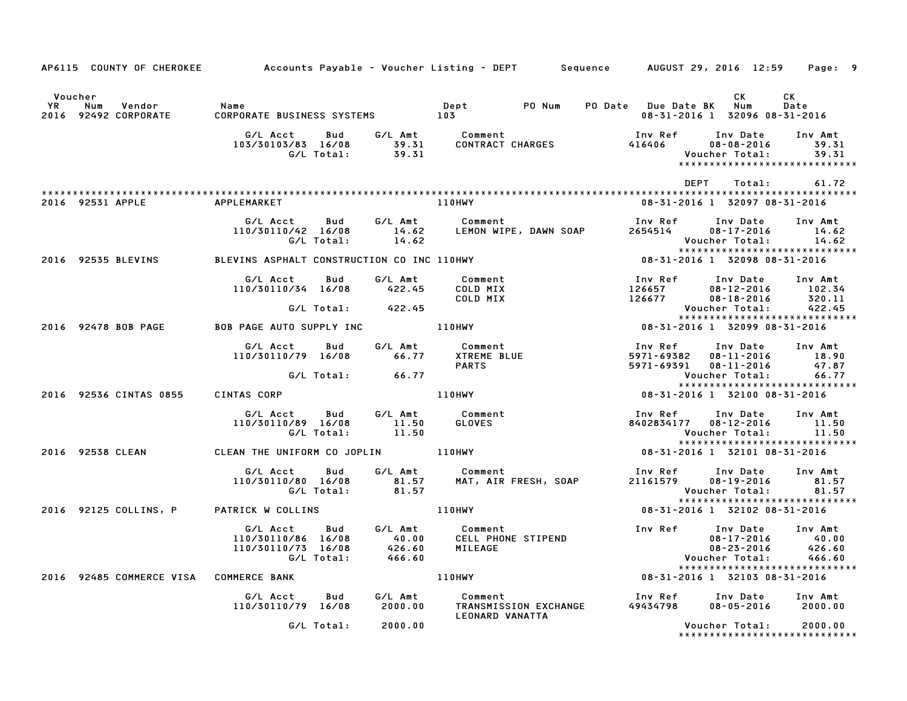AP6115 COUNTY OF CHEROKEE — Accounts Payable - Voucher Listing - DEPT — Sequence — AUGUST 29, 2016 12:59

| Voucher YR | Num | Vendor | Name | Dept | PO Num | PO Date | Due Date | BK | CK Num | CK Date |
|---|---|---|---|---|---|---|---|---|---|---|
| 2016 | 92492 | CORPORATE | CORPORATE BUSINESS SYSTEMS | 103 | | | 08-31-2016 | 1 | 32096 | 08-31-2016 |

| G/L Acct | Bud | G/L Amt | Comment | Inv Ref | Inv Date | Inv Amt |
|---|---|---|---|---|---|---|
| 103/30103/83 | 16/08 | 39.31 | CONTRACT CHARGES | 416406 | 08-08-2016 | 39.31 |
| | G/L Total: | 39.31 | | | Voucher Total: | 39.31 |

DEPT Total: 61.72

| Voucher YR | Num | Vendor | Name | Dept | PO Num | PO Date | Due Date | BK | CK Num | CK Date |
|---|---|---|---|---|---|---|---|---|---|---|
| 2016 | 92531 | APPLE | APPLEMARKET | 110HWY | | | 08-31-2016 | 1 | 32097 | 08-31-2016 |

| G/L Acct | Bud | G/L Amt | Comment | Inv Ref | Inv Date | Inv Amt |
|---|---|---|---|---|---|---|
| 110/30110/42 | 16/08 | 14.62 | LEMON WIPE, DAWN SOAP | 2654514 | 08-17-2016 | 14.62 |
| | G/L Total: | 14.62 | | | Voucher Total: | 14.62 |

| Voucher YR | Num | Vendor | Name | Dept | PO Num | PO Date | Due Date | BK | CK Num | CK Date |
|---|---|---|---|---|---|---|---|---|---|---|
| 2016 | 92535 | BLEVINS | BLEVINS ASPHALT CONSTRUCTION CO INC | 110HWY | | | 08-31-2016 | 1 | 32098 | 08-31-2016 |

| G/L Acct | Bud | G/L Amt | Comment | Inv Ref | Inv Date | Inv Amt |
|---|---|---|---|---|---|---|
| 110/30110/34 | 16/08 | 422.45 | COLD MIX | 126657 | 08-12-2016 | 102.34 |
| | | | COLD MIX | 126677 | 08-18-2016 | 320.11 |
| | G/L Total: | 422.45 | | | Voucher Total: | 422.45 |

| Voucher YR | Num | Vendor | Name | Dept | PO Num | PO Date | Due Date | BK | CK Num | CK Date |
|---|---|---|---|---|---|---|---|---|---|---|
| 2016 | 92478 | BOB PAGE | BOB PAGE AUTO SUPPLY INC | 110HWY | | | 08-31-2016 | 1 | 32099 | 08-31-2016 |

| G/L Acct | Bud | G/L Amt | Comment | Inv Ref | Inv Date | Inv Amt |
|---|---|---|---|---|---|---|
| 110/30110/79 | 16/08 | 66.77 | XTREME BLUE | 5971-69382 | 08-11-2016 | 18.90 |
| | | | PARTS | 5971-69391 | 08-11-2016 | 47.87 |
| | G/L Total: | 66.77 | | | Voucher Total: | 66.77 |

| Voucher YR | Num | Vendor | Name | Dept | PO Num | PO Date | Due Date | BK | CK Num | CK Date |
|---|---|---|---|---|---|---|---|---|---|---|
| 2016 | 92536 | CINTAS 0855 | CINTAS CORP | 110HWY | | | 08-31-2016 | 1 | 32100 | 08-31-2016 |

| G/L Acct | Bud | G/L Amt | Comment | Inv Ref | Inv Date | Inv Amt |
|---|---|---|---|---|---|---|
| 110/30110/89 | 16/08 | 11.50 | GLOVES | 8402834177 | 08-12-2016 | 11.50 |
| | G/L Total: | 11.50 | | | Voucher Total: | 11.50 |

| Voucher YR | Num | Vendor | Name | Dept | PO Num | PO Date | Due Date | BK | CK Num | CK Date |
|---|---|---|---|---|---|---|---|---|---|---|
| 2016 | 92538 | CLEAN | CLEAN THE UNIFORM CO JOPLIN | 110HWY | | | 08-31-2016 | 1 | 32101 | 08-31-2016 |

| G/L Acct | Bud | G/L Amt | Comment | Inv Ref | Inv Date | Inv Amt |
|---|---|---|---|---|---|---|
| 110/30110/80 | 16/08 | 81.57 | MAT, AIR FRESH, SOAP | 21161579 | 08-19-2016 | 81.57 |
| | G/L Total: | 81.57 | | | Voucher Total: | 81.57 |

| Voucher YR | Num | Vendor | Name | Dept | PO Num | PO Date | Due Date | BK | CK Num | CK Date |
|---|---|---|---|---|---|---|---|---|---|---|
| 2016 | 92125 | COLLINS, P | PATRICK W COLLINS | 110HWY | | | 08-31-2016 | 1 | 32102 | 08-31-2016 |

| G/L Acct | Bud | G/L Amt | Comment | Inv Ref | Inv Date | Inv Amt |
|---|---|---|---|---|---|---|
| 110/30110/86 | 16/08 | 40.00 | CELL PHONE STIPEND | | 08-17-2016 | 40.00 |
| 110/30110/73 | 16/08 | 426.60 | MILEAGE | | 08-23-2016 | 426.60 |
| | G/L Total: | 466.60 | | | Voucher Total: | 466.60 |

| Voucher YR | Num | Vendor | Name | Dept | PO Num | PO Date | Due Date | BK | CK Num | CK Date |
|---|---|---|---|---|---|---|---|---|---|---|
| 2016 | 92485 | COMMERCE VISA | COMMERCE BANK | 110HWY | | | 08-31-2016 | 1 | 32103 | 08-31-2016 |

| G/L Acct | Bud | G/L Amt | Comment | Inv Ref | Inv Date | Inv Amt |
|---|---|---|---|---|---|---|
| 110/30110/79 | 16/08 | 2000.00 | TRANSMISSION EXCHANGE LEONARD VANATTA | 49434798 | 08-05-2016 | 2000.00 |
| | G/L Total: | 2000.00 | | | Voucher Total: | 2000.00 |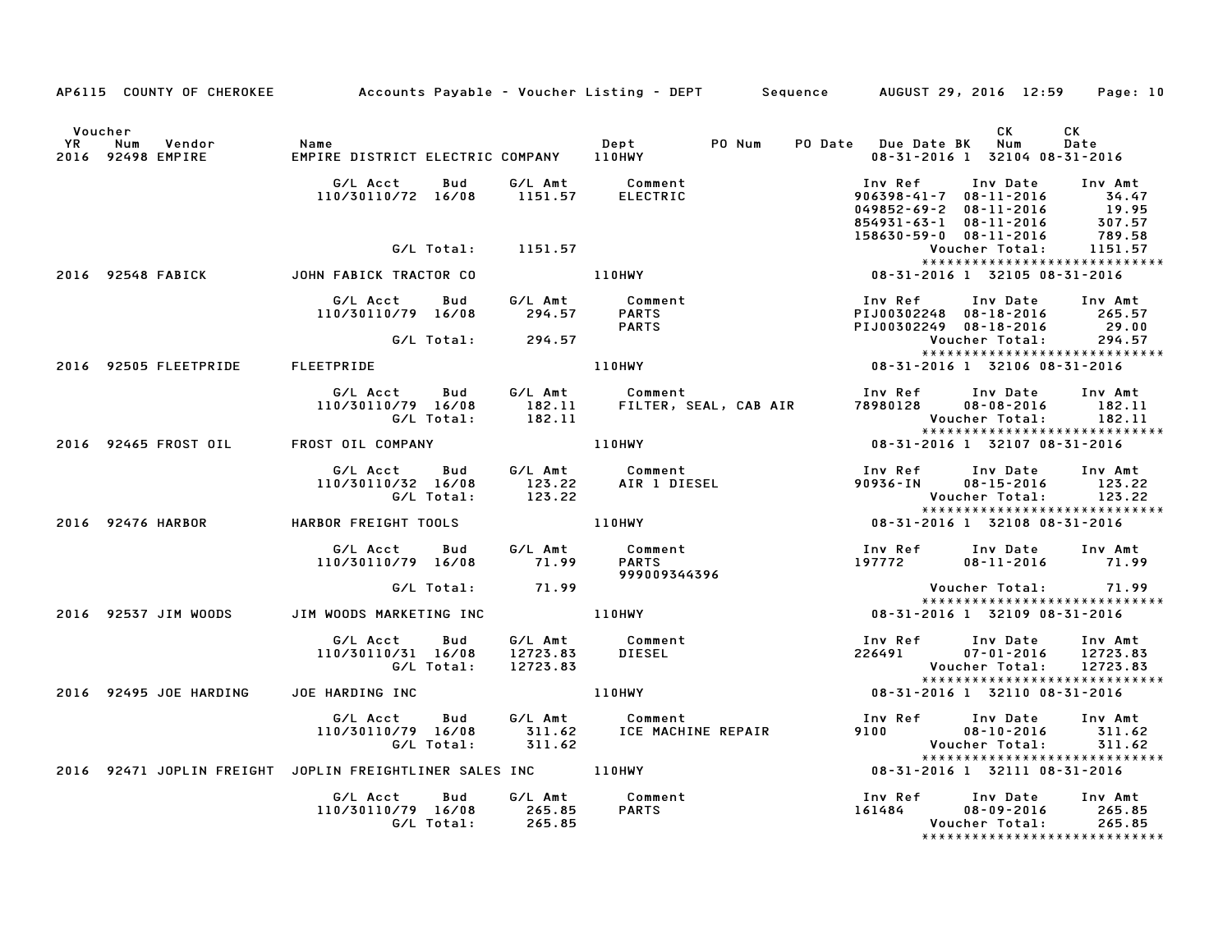AP6115 COUNTY OF CHEROKEE — Accounts Payable - Voucher Listing - DEPT — Sequence — AUGUST 29, 2016 12:59

| Voucher YR | Num | Vendor | Name | Dept | PO Num | PO Date | Due Date | BK | CK Num | CK Date |
|---|---|---|---|---|---|---|---|---|---|---|
| 2016 | 92498 | EMPIRE | EMPIRE DISTRICT ELECTRIC COMPANY | 110HWY | | | 08-31-2016 | 1 | 32104 | 08-31-2016 |

| G/L Acct | Bud | G/L Amt | Comment | Inv Ref | Inv Date | Inv Amt |
|---|---|---|---|---|---|---|
| 110/30110/72 | 16/08 | 1151.57 | ELECTRIC | 906398-41-7 | 08-11-2016 | 34.47 |
| | | | | 049852-69-2 | 08-11-2016 | 19.95 |
| | | | | 854931-63-1 | 08-11-2016 | 307.57 |
| | | | | 158630-59-0 | 08-11-2016 | 789.58 |
| | G/L Total: | 1151.57 | | | Voucher Total: | 1151.57 |

******************************

| Voucher YR | Num | Vendor | Name | Dept | PO Num | PO Date | Due Date | BK | CK Num | CK Date |
|---|---|---|---|---|---|---|---|---|---|---|
| 2016 | 92548 | FABICK | JOHN FABICK TRACTOR CO | 110HWY | | | 08-31-2016 | 1 | 32105 | 08-31-2016 |

| G/L Acct | Bud | G/L Amt | Comment | Inv Ref | Inv Date | Inv Amt |
|---|---|---|---|---|---|---|
| 110/30110/79 | 16/08 | 294.57 | PARTS | PIJ00302248 | 08-18-2016 | 265.57 |
| | | | PARTS | PIJ00302249 | 08-18-2016 | 29.00 |
| | G/L Total: | 294.57 | | | Voucher Total: | 294.57 |

******************************

| Voucher YR | Num | Vendor | Name | Dept | PO Num | PO Date | Due Date | BK | CK Num | CK Date |
|---|---|---|---|---|---|---|---|---|---|---|
| 2016 | 92505 | FLEETPRIDE | FLEETPRIDE | 110HWY | | | 08-31-2016 | 1 | 32106 | 08-31-2016 |

| G/L Acct | Bud | G/L Amt | Comment | Inv Ref | Inv Date | Inv Amt |
|---|---|---|---|---|---|---|
| 110/30110/79 | 16/08 | 182.11 | FILTER, SEAL, CAB AIR | 78980128 | 08-08-2016 | 182.11 |
| | G/L Total: | 182.11 | | | Voucher Total: | 182.11 |

******************************

| Voucher YR | Num | Vendor | Name | Dept | PO Num | PO Date | Due Date | BK | CK Num | CK Date |
|---|---|---|---|---|---|---|---|---|---|---|
| 2016 | 92465 | FROST OIL | FROST OIL COMPANY | 110HWY | | | 08-31-2016 | 1 | 32107 | 08-31-2016 |

| G/L Acct | Bud | G/L Amt | Comment | Inv Ref | Inv Date | Inv Amt |
|---|---|---|---|---|---|---|
| 110/30110/32 | 16/08 | 123.22 | AIR 1 DIESEL | 90936-IN | 08-15-2016 | 123.22 |
| | G/L Total: | 123.22 | | | Voucher Total: | 123.22 |

******************************

| Voucher YR | Num | Vendor | Name | Dept | PO Num | PO Date | Due Date | BK | CK Num | CK Date |
|---|---|---|---|---|---|---|---|---|---|---|
| 2016 | 92476 | HARBOR | HARBOR FREIGHT TOOLS | 110HWY | | | 08-31-2016 | 1 | 32108 | 08-31-2016 |

| G/L Acct | Bud | G/L Amt | Comment | Inv Ref | Inv Date | Inv Amt |
|---|---|---|---|---|---|---|
| 110/30110/79 | 16/08 | 71.99 | PARTS | 197772 | 08-11-2016 | 71.99 |
| | | | 999009344396 | | | |
| | G/L Total: | 71.99 | | | Voucher Total: | 71.99 |

******************************

| Voucher YR | Num | Vendor | Name | Dept | PO Num | PO Date | Due Date | BK | CK Num | CK Date |
|---|---|---|---|---|---|---|---|---|---|---|
| 2016 | 92537 | JIM WOODS | JIM WOODS MARKETING INC | 110HWY | | | 08-31-2016 | 1 | 32109 | 08-31-2016 |

| G/L Acct | Bud | G/L Amt | Comment | Inv Ref | Inv Date | Inv Amt |
|---|---|---|---|---|---|---|
| 110/30110/31 | 16/08 | 12723.83 | DIESEL | 226491 | 07-01-2016 | 12723.83 |
| | G/L Total: | 12723.83 | | | Voucher Total: | 12723.83 |

******************************

| Voucher YR | Num | Vendor | Name | Dept | PO Num | PO Date | Due Date | BK | CK Num | CK Date |
|---|---|---|---|---|---|---|---|---|---|---|
| 2016 | 92495 | JOE HARDING | JOE HARDING INC | 110HWY | | | 08-31-2016 | 1 | 32110 | 08-31-2016 |

| G/L Acct | Bud | G/L Amt | Comment | Inv Ref | Inv Date | Inv Amt |
|---|---|---|---|---|---|---|
| 110/30110/79 | 16/08 | 311.62 | ICE MACHINE REPAIR | 9100 | 08-10-2016 | 311.62 |
| | G/L Total: | 311.62 | | | Voucher Total: | 311.62 |

******************************

| Voucher YR | Num | Vendor | Name | Dept | PO Num | PO Date | Due Date | BK | CK Num | CK Date |
|---|---|---|---|---|---|---|---|---|---|---|
| 2016 | 92471 | JOPLIN FREIGHT | JOPLIN FREIGHTLINER SALES INC | 110HWY | | | 08-31-2016 | 1 | 32111 | 08-31-2016 |

| G/L Acct | Bud | G/L Amt | Comment | Inv Ref | Inv Date | Inv Amt |
|---|---|---|---|---|---|---|
| 110/30110/79 | 16/08 | 265.85 | PARTS | 161484 | 08-09-2016 | 265.85 |
| | G/L Total: | 265.85 | | | Voucher Total: | 265.85 |

******************************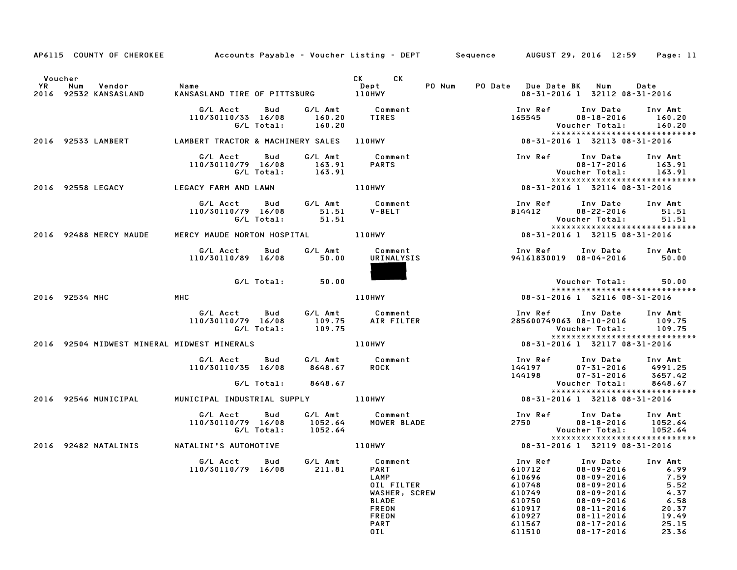AP6115 COUNTY OF CHEROKEE — Accounts Payable - Voucher Listing - DEPT — Sequence — AUGUST 29, 2016 12:59

| Voucher YR | Num | Vendor | Name | CK Dept | CK | PO Num | PO Date | Due Date | BK | Num | Date |
|---|---|---|---|---|---|---|---|---|---|---|---|
| 2016 | 92532 | KANSASLAND | KANSASLAND TIRE OF PITTSBURG | 110HWY | | | | 08-31-2016 | 1 | 32112 | 08-31-2016 |

| G/L Acct | Bud | G/L Amt | Comment | Inv Ref | Inv Date | Inv Amt |
|---|---|---|---|---|---|---|
| 110/30110/33 | 16/08 | 160.20 | TIRES | 165545 | 08-18-2016 | 160.20 |
| | G/L Total: | 160.20 | | | Voucher Total: | 160.20 |

| Voucher YR | Num | Vendor | Name | CK Dept | CK | PO Num | PO Date | Due Date | BK | Num | Date |
|---|---|---|---|---|---|---|---|---|---|---|---|
| 2016 | 92533 | LAMBERT | LAMBERT TRACTOR & MACHINERY SALES | 110HWY | | | | 08-31-2016 | 1 | 32113 | 08-31-2016 |

| G/L Acct | Bud | G/L Amt | Comment | Inv Ref | Inv Date | Inv Amt |
|---|---|---|---|---|---|---|
| 110/30110/79 | 16/08 | 163.91 | PARTS | | 08-17-2016 | 163.91 |
| | G/L Total: | 163.91 | | | Voucher Total: | 163.91 |

| Voucher YR | Num | Vendor | Name | CK Dept | CK | PO Num | PO Date | Due Date | BK | Num | Date |
|---|---|---|---|---|---|---|---|---|---|---|---|
| 2016 | 92558 | LEGACY | LEGACY FARM AND LAWN | 110HWY | | | | 08-31-2016 | 1 | 32114 | 08-31-2016 |

| G/L Acct | Bud | G/L Amt | Comment | Inv Ref | Inv Date | Inv Amt |
|---|---|---|---|---|---|---|
| 110/30110/79 | 16/08 | 51.51 | V-BELT | B14412 | 08-22-2016 | 51.51 |
| | G/L Total: | 51.51 | | | Voucher Total: | 51.51 |

| Voucher YR | Num | Vendor | Name | CK Dept | CK | PO Num | PO Date | Due Date | BK | Num | Date |
|---|---|---|---|---|---|---|---|---|---|---|---|
| 2016 | 92488 | MERCY MAUDE | MERCY MAUDE NORTON HOSPITAL | 110HWY | | | | 08-31-2016 | 1 | 32115 | 08-31-2016 |

| G/L Acct | Bud | G/L Amt | Comment | Inv Ref | Inv Date | Inv Amt |
|---|---|---|---|---|---|---|
| 110/30110/89 | 16/08 | 50.00 | URINALYSIS | 94161830019 | 08-04-2016 | 50.00 |
| | G/L Total: | 50.00 | | | Voucher Total: | 50.00 |

| Voucher YR | Num | Vendor | Name | CK Dept | CK | PO Num | PO Date | Due Date | BK | Num | Date |
|---|---|---|---|---|---|---|---|---|---|---|---|
| 2016 | 92534 | MHC | MHC | 110HWY | | | | 08-31-2016 | 1 | 32116 | 08-31-2016 |

| G/L Acct | Bud | G/L Amt | Comment | Inv Ref | Inv Date | Inv Amt |
|---|---|---|---|---|---|---|
| 110/30110/79 | 16/08 | 109.75 | AIR FILTER | 285600749063 | 08-10-2016 | 109.75 |
| | G/L Total: | 109.75 | | | Voucher Total: | 109.75 |

| Voucher YR | Num | Vendor | Name | CK Dept | CK | PO Num | PO Date | Due Date | BK | Num | Date |
|---|---|---|---|---|---|---|---|---|---|---|---|
| 2016 | 92504 | MIDWEST MINERAL | MIDWEST MINERALS | 110HWY | | | | 08-31-2016 | 1 | 32117 | 08-31-2016 |

| G/L Acct | Bud | G/L Amt | Comment | Inv Ref | Inv Date | Inv Amt |
|---|---|---|---|---|---|---|
| 110/30110/35 | 16/08 | 8648.67 | ROCK | 144197 | 07-31-2016 | 4991.25 |
| | | | | 144198 | 07-31-2016 | 3657.42 |
| | G/L Total: | 8648.67 | | | Voucher Total: | 8648.67 |

| Voucher YR | Num | Vendor | Name | CK Dept | CK | PO Num | PO Date | Due Date | BK | Num | Date |
|---|---|---|---|---|---|---|---|---|---|---|---|
| 2016 | 92546 | MUNICIPAL | MUNICIPAL INDUSTRIAL SUPPLY | 110HWY | | | | 08-31-2016 | 1 | 32118 | 08-31-2016 |

| G/L Acct | Bud | G/L Amt | Comment | Inv Ref | Inv Date | Inv Amt |
|---|---|---|---|---|---|---|
| 110/30110/79 | 16/08 | 1052.64 | MOWER BLADE | 2750 | 08-18-2016 | 1052.64 |
| | G/L Total: | 1052.64 | | | Voucher Total: | 1052.64 |

| Voucher YR | Num | Vendor | Name | CK Dept | CK | PO Num | PO Date | Due Date | BK | Num | Date |
|---|---|---|---|---|---|---|---|---|---|---|---|
| 2016 | 92482 | NATALINIS | NATALINI'S AUTOMOTIVE | 110HWY | | | | 08-31-2016 | 1 | 32119 | 08-31-2016 |

| G/L Acct | Bud | G/L Amt | Comment | Inv Ref | Inv Date | Inv Amt |
|---|---|---|---|---|---|---|
| 110/30110/79 | 16/08 | 211.81 | PART | 610712 | 08-09-2016 | 6.99 |
| | | | LAMP | 610696 | 08-09-2016 | 7.59 |
| | | | OIL FILTER | 610748 | 08-09-2016 | 5.52 |
| | | | WASHER, SCREW | 610749 | 08-09-2016 | 4.37 |
| | | | BLADE | 610750 | 08-09-2016 | 6.58 |
| | | | FREON | 610917 | 08-11-2016 | 20.37 |
| | | | FREON | 610927 | 08-11-2016 | 19.49 |
| | | | PART | 611567 | 08-17-2016 | 25.15 |
| | | | OIL | 611510 | 08-17-2016 | 23.36 |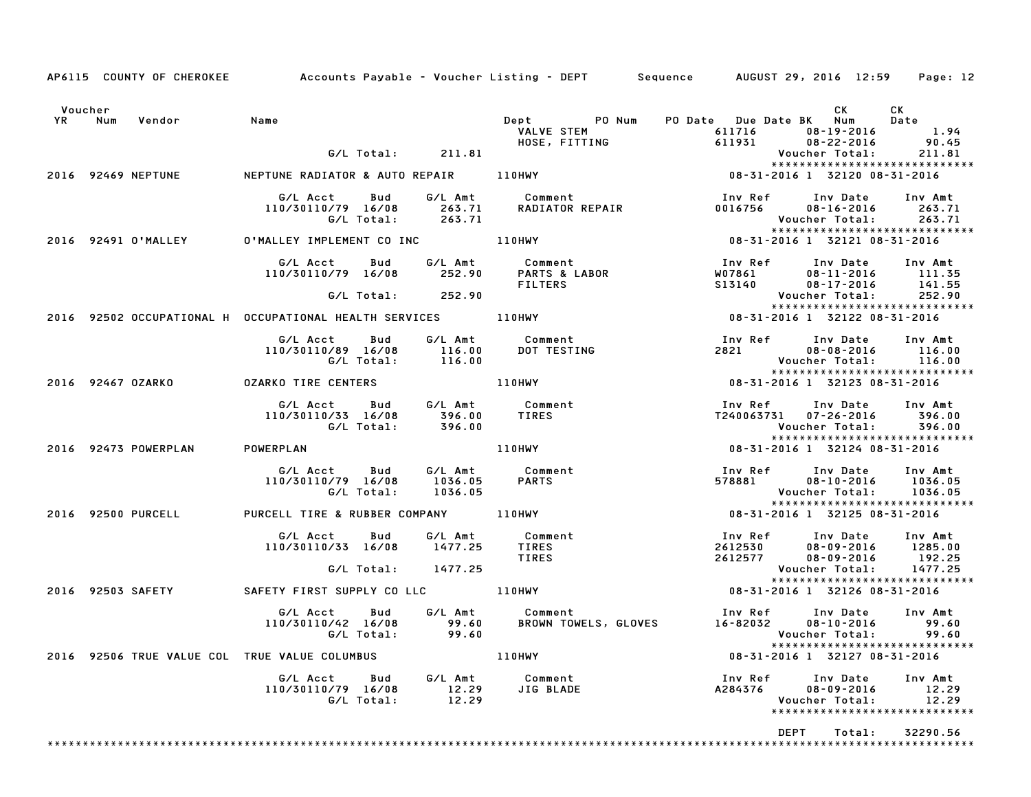AP6115 COUNTY OF CHEROKEE Accounts Payable - Voucher Listing - DEPT Sequence AUGUST 29, 2016 12:59

| Voucher YR | Num | Vendor | Name | Dept | PO Num | PO Date | Due Date BK | CK Num | CK Date |
|---|---|---|---|---|---|---|---|---|---|

| G/L Acct | Bud | G/L Amt | Comment | Inv Ref | Inv Date | Inv Amt |
|---|---|---|---|---|---|---|
| | | | VALVE STEM | 611716 | 08-19-2016 | 1.94 |
| | | | HOSE, FITTING | 611931 | 08-22-2016 | 90.45 |
| | G/L Total: | 211.81 | | | Voucher Total: | 211.81 |

******************************

**2016 92469 NEPTUNE** NEPTUNE RADIATOR & AUTO REPAIR 110HWY 08-31-2016 1 32120 08-31-2016

| G/L Acct | Bud | G/L Amt | Comment | Inv Ref | Inv Date | Inv Amt |
|---|---|---|---|---|---|---|
| 110/30110/79 | 16/08 | 263.71 | RADIATOR REPAIR | 0016756 | 08-16-2016 | 263.71 |
| | G/L Total: | 263.71 | | | Voucher Total: | 263.71 |

******************************

**2016 92491 O'MALLEY** O'MALLEY IMPLEMENT CO INC 110HWY 08-31-2016 1 32121 08-31-2016

| G/L Acct | Bud | G/L Amt | Comment | Inv Ref | Inv Date | Inv Amt |
|---|---|---|---|---|---|---|
| 110/30110/79 | 16/08 | 252.90 | PARTS & LABOR | W07861 | 08-11-2016 | 111.35 |
| | | | FILTERS | S13140 | 08-17-2016 | 141.55 |
| | G/L Total: | 252.90 | | | Voucher Total: | 252.90 |

******************************

**2016 92502 OCCUPATIONAL H** OCCUPATIONAL HEALTH SERVICES 110HWY 08-31-2016 1 32122 08-31-2016

| G/L Acct | Bud | G/L Amt | Comment | Inv Ref | Inv Date | Inv Amt |
|---|---|---|---|---|---|---|
| 110/30110/89 | 16/08 | 116.00 | DOT TESTING | 2821 | 08-08-2016 | 116.00 |
| | G/L Total: | 116.00 | | | Voucher Total: | 116.00 |

******************************

**2016 92467 OZARKO** OZARKO TIRE CENTERS 110HWY 08-31-2016 1 32123 08-31-2016

| G/L Acct | Bud | G/L Amt | Comment | Inv Ref | Inv Date | Inv Amt |
|---|---|---|---|---|---|---|
| 110/30110/33 | 16/08 | 396.00 | TIRES | T240063731 | 07-26-2016 | 396.00 |
| | G/L Total: | 396.00 | | | Voucher Total: | 396.00 |

******************************

**2016 92473 POWERPLAN** POWERPLAN 110HWY 08-31-2016 1 32124 08-31-2016

| G/L Acct | Bud | G/L Amt | Comment | Inv Ref | Inv Date | Inv Amt |
|---|---|---|---|---|---|---|
| 110/30110/79 | 16/08 | 1036.05 | PARTS | 578881 | 08-10-2016 | 1036.05 |
| | G/L Total: | 1036.05 | | | Voucher Total: | 1036.05 |

******************************

**2016 92500 PURCELL** PURCELL TIRE & RUBBER COMPANY 110HWY 08-31-2016 1 32125 08-31-2016

| G/L Acct | Bud | G/L Amt | Comment | Inv Ref | Inv Date | Inv Amt |
|---|---|---|---|---|---|---|
| 110/30110/33 | 16/08 | 1477.25 | TIRES | 2612530 | 08-09-2016 | 1285.00 |
| | | | TIRES | 2612577 | 08-09-2016 | 192.25 |
| | G/L Total: | 1477.25 | | | Voucher Total: | 1477.25 |

******************************

**2016 92503 SAFETY** SAFETY FIRST SUPPLY CO LLC 110HWY 08-31-2016 1 32126 08-31-2016

| G/L Acct | Bud | G/L Amt | Comment | Inv Ref | Inv Date | Inv Amt |
|---|---|---|---|---|---|---|
| 110/30110/42 | 16/08 | 99.60 | BROWN TOWELS, GLOVES | 16-82032 | 08-10-2016 | 99.60 |
| | G/L Total: | 99.60 | | | Voucher Total: | 99.60 |

******************************

**2016 92506 TRUE VALUE COL** TRUE VALUE COLUMBUS 110HWY 08-31-2016 1 32127 08-31-2016

| G/L Acct | Bud | G/L Amt | Comment | Inv Ref | Inv Date | Inv Amt |
|---|---|---|---|---|---|---|
| 110/30110/79 | 16/08 | 12.29 | JIG BLADE | A284376 | 08-09-2016 | 12.29 |
| | G/L Total: | 12.29 | | | Voucher Total: | 12.29 |

******************************

DEPT Total: 32290.56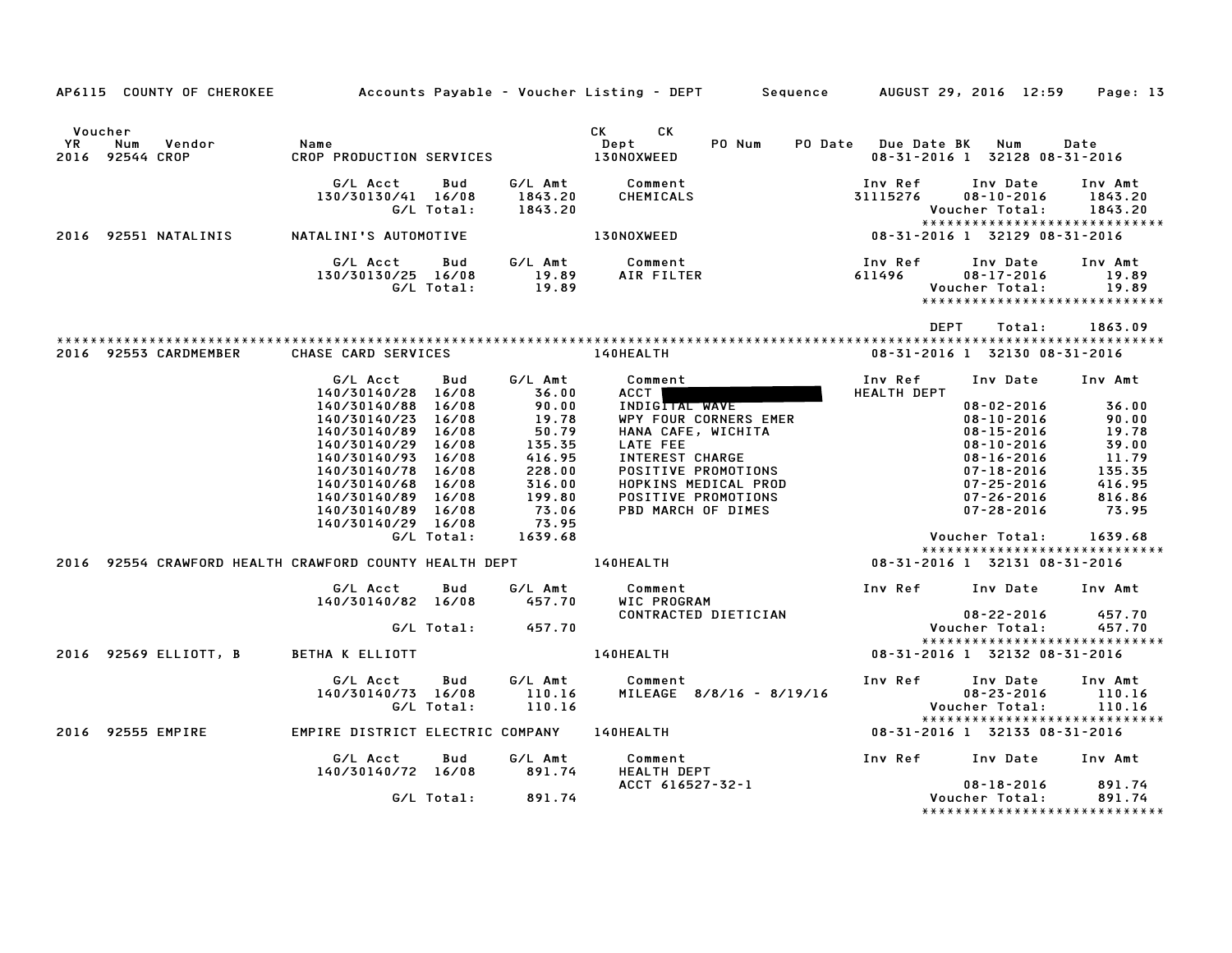AP6115 COUNTY OF CHEROKEE — Accounts Payable - Voucher Listing - DEPT — Sequence — AUGUST 29, 2016 12:59

| Voucher YR | Num | Vendor | Name | CK Dept | CK | PO Num | PO Date | Due Date | BK | Num | Date |
|---|---|---|---|---|---|---|---|---|---|---|---|
| 2016 | 92544 | CROP | CROP PRODUCTION SERVICES | 130NOXWEED | | | | 08-31-2016 | 1 | 32128 | 08-31-2016 |

| G/L Acct | Bud | G/L Amt | Comment | Inv Ref | Inv Date | Inv Amt |
|---|---|---|---|---|---|---|
| 130/30130/41 | 16/08 | 1843.20 | CHEMICALS | 31115276 | 08-10-2016 | 1843.20 |
| | G/L Total: | 1843.20 | | | Voucher Total: | 1843.20 |

*****************************

| Voucher YR | Num | Vendor | Name | CK Dept | Due Date | BK | Num | Date |
|---|---|---|---|---|---|---|---|---|
| 2016 | 92551 | NATALINIS | NATALINI'S AUTOMOTIVE | 130NOXWEED | 08-31-2016 | 1 | 32129 | 08-31-2016 |

| G/L Acct | Bud | G/L Amt | Comment | Inv Ref | Inv Date | Inv Amt |
|---|---|---|---|---|---|---|
| 130/30130/25 | 16/08 | 19.89 | AIR FILTER | 611496 | 08-17-2016 | 19.89 |
| | G/L Total: | 19.89 | | | Voucher Total: | 19.89 |

*****************************

DEPT Total: 1863.09

*****************************

| Voucher YR | Num | Vendor | Name | CK Dept | Due Date | BK | Num | Date |
|---|---|---|---|---|---|---|---|---|
| 2016 | 92553 | CARDMEMBER | CHASE CARD SERVICES | 140HEALTH | 08-31-2016 | 1 | 32130 | 08-31-2016 |

| G/L Acct | Bud | G/L Amt | Comment | Inv Ref | Inv Date | Inv Amt |
|---|---|---|---|---|---|---|
| 140/30140/28 | 16/08 | 36.00 | ACCT [REDACTED] | HEALTH DEPT | | |
| 140/30140/88 | 16/08 | 90.00 | INDIGITAL WAVE | | 08-02-2016 | 36.00 |
| 140/30140/23 | 16/08 | 19.78 | WPY FOUR CORNERS EMER | | 08-10-2016 | 90.00 |
| 140/30140/89 | 16/08 | 50.79 | HANA CAFE, WICHITA | | 08-15-2016 | 19.78 |
| 140/30140/29 | 16/08 | 135.35 | LATE FEE | | 08-10-2016 | 39.00 |
| 140/30140/93 | 16/08 | 416.95 | INTEREST CHARGE | | 08-16-2016 | 11.79 |
| 140/30140/78 | 16/08 | 228.00 | POSITIVE PROMOTIONS | | 07-18-2016 | 135.35 |
| 140/30140/68 | 16/08 | 316.00 | HOPKINS MEDICAL PROD | | 07-25-2016 | 416.95 |
| 140/30140/89 | 16/08 | 199.80 | POSITIVE PROMOTIONS | | 07-26-2016 | 816.86 |
| 140/30140/89 | 16/08 | 73.06 | PBD MARCH OF DIMES | | 07-28-2016 | 73.95 |
| 140/30140/29 | 16/08 | 73.95 | | | | |
| | G/L Total: | 1639.68 | | | Voucher Total: | 1639.68 |

*****************************

| Voucher YR | Num | Vendor | Name | CK Dept | Due Date | BK | Num | Date |
|---|---|---|---|---|---|---|---|---|
| 2016 | 92554 | CRAWFORD HEALTH | CRAWFORD COUNTY HEALTH DEPT | 140HEALTH | 08-31-2016 | 1 | 32131 | 08-31-2016 |

| G/L Acct | Bud | G/L Amt | Comment | Inv Ref | Inv Date | Inv Amt |
|---|---|---|---|---|---|---|
| 140/30140/82 | 16/08 | 457.70 | WIC PROGRAM | | | |
| | | | CONTRACTED DIETICIAN | | 08-22-2016 | 457.70 |
| | G/L Total: | 457.70 | | | Voucher Total: | 457.70 |

*****************************

| Voucher YR | Num | Vendor | Name | CK Dept | Due Date | BK | Num | Date |
|---|---|---|---|---|---|---|---|---|
| 2016 | 92569 | ELLIOTT, B | BETHA K ELLIOTT | 140HEALTH | 08-31-2016 | 1 | 32132 | 08-31-2016 |

| G/L Acct | Bud | G/L Amt | Comment | Inv Ref | Inv Date | Inv Amt |
|---|---|---|---|---|---|---|
| 140/30140/73 | 16/08 | 110.16 | MILEAGE 8/8/16 - 8/19/16 | | 08-23-2016 | 110.16 |
| | G/L Total: | 110.16 | | | Voucher Total: | 110.16 |

*****************************

| Voucher YR | Num | Vendor | Name | CK Dept | Due Date | BK | Num | Date |
|---|---|---|---|---|---|---|---|---|
| 2016 | 92555 | EMPIRE | EMPIRE DISTRICT ELECTRIC COMPANY | 140HEALTH | 08-31-2016 | 1 | 32133 | 08-31-2016 |

| G/L Acct | Bud | G/L Amt | Comment | Inv Ref | Inv Date | Inv Amt |
|---|---|---|---|---|---|---|
| 140/30140/72 | 16/08 | 891.74 | HEALTH DEPT | | | |
| | | | ACCT 616527-32-1 | | 08-18-2016 | 891.74 |
| | G/L Total: | 891.74 | | | Voucher Total: | 891.74 |

*****************************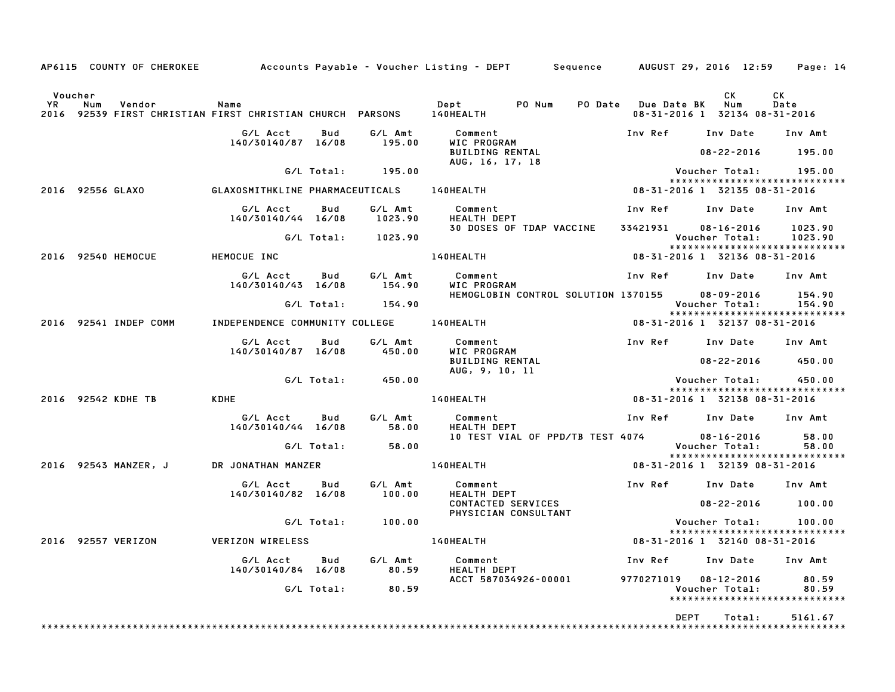AP6115 COUNTY OF CHEROKEE Accounts Payable - Voucher Listing - DEPT Sequence AUGUST 29, 2016 12:59

| Voucher YR | Num | Vendor | Name | Dept | PO Num | PO Date | Due Date BK | CK Num | CK Date |
|---|---|---|---|---|---|---|---|---|---|
| 2016 | 92539 | FIRST CHRISTIAN | FIRST CHRISTIAN CHURCH PARSONS | 140HEALTH | | | 08-31-2016 1 | 32134 | 08-31-2016 |

| G/L Acct | Bud | G/L Amt | Comment | Inv Ref | Inv Date | Inv Amt |
|---|---|---|---|---|---|---|
| 140/30140/87 | 16/08 | 195.00 | WIC PROGRAM | | | |
| | | | BUILDING RENTAL | | 08-22-2016 | 195.00 |
| | | | AUG, 16, 17, 18 | | | |
| | G/L Total: | 195.00 | | | Voucher Total: | 195.00 |

*****************************

| Voucher YR | Num | Vendor | Name | Dept | PO Num | PO Date | Due Date BK | CK Num | CK Date |
|---|---|---|---|---|---|---|---|---|---|
| 2016 | 92556 | GLAXO | GLAXOSMITHKLINE PHARMACEUTICALS | 140HEALTH | | | 08-31-2016 1 | 32135 | 08-31-2016 |

| G/L Acct | Bud | G/L Amt | Comment | Inv Ref | Inv Date | Inv Amt |
|---|---|---|---|---|---|---|
| 140/30140/44 | 16/08 | 1023.90 | HEALTH DEPT | | | |
| | | | 30 DOSES OF TDAP VACCINE | 33421931 | 08-16-2016 | 1023.90 |
| | G/L Total: | 1023.90 | | | Voucher Total: | 1023.90 |

*****************************

| Voucher YR | Num | Vendor | Name | Dept | PO Num | PO Date | Due Date BK | CK Num | CK Date |
|---|---|---|---|---|---|---|---|---|---|
| 2016 | 92540 | HEMOCUE | HEMOCUE INC | 140HEALTH | | | 08-31-2016 1 | 32136 | 08-31-2016 |

| G/L Acct | Bud | G/L Amt | Comment | Inv Ref | Inv Date | Inv Amt |
|---|---|---|---|---|---|---|
| 140/30140/43 | 16/08 | 154.90 | WIC PROGRAM | | | |
| | | | HEMOGLOBIN CONTROL SOLUTION | 1370155 | 08-09-2016 | 154.90 |
| | G/L Total: | 154.90 | | | Voucher Total: | 154.90 |

*****************************

| Voucher YR | Num | Vendor | Name | Dept | PO Num | PO Date | Due Date BK | CK Num | CK Date |
|---|---|---|---|---|---|---|---|---|---|
| 2016 | 92541 | INDEP COMM | INDEPENDENCE COMMUNITY COLLEGE | 140HEALTH | | | 08-31-2016 1 | 32137 | 08-31-2016 |

| G/L Acct | Bud | G/L Amt | Comment | Inv Ref | Inv Date | Inv Amt |
|---|---|---|---|---|---|---|
| 140/30140/87 | 16/08 | 450.00 | WIC PROGRAM | | | |
| | | | BUILDING RENTAL | | 08-22-2016 | 450.00 |
| | | | AUG, 9, 10, 11 | | | |
| | G/L Total: | 450.00 | | | Voucher Total: | 450.00 |

*****************************

| Voucher YR | Num | Vendor | Name | Dept | PO Num | PO Date | Due Date BK | CK Num | CK Date |
|---|---|---|---|---|---|---|---|---|---|
| 2016 | 92542 | KDHE TB | KDHE | 140HEALTH | | | 08-31-2016 1 | 32138 | 08-31-2016 |

| G/L Acct | Bud | G/L Amt | Comment | Inv Ref | Inv Date | Inv Amt |
|---|---|---|---|---|---|---|
| 140/30140/44 | 16/08 | 58.00 | HEALTH DEPT | | | |
| | | | 10 TEST VIAL OF PPD/TB TEST | 4074 | 08-16-2016 | 58.00 |
| | G/L Total: | 58.00 | | | Voucher Total: | 58.00 |

*****************************

| Voucher YR | Num | Vendor | Name | Dept | PO Num | PO Date | Due Date BK | CK Num | CK Date |
|---|---|---|---|---|---|---|---|---|---|
| 2016 | 92543 | MANZER, J | DR JONATHAN MANZER | 140HEALTH | | | 08-31-2016 1 | 32139 | 08-31-2016 |

| G/L Acct | Bud | G/L Amt | Comment | Inv Ref | Inv Date | Inv Amt |
|---|---|---|---|---|---|---|
| 140/30140/82 | 16/08 | 100.00 | HEALTH DEPT | | | |
| | | | CONTACTED SERVICES | | 08-22-2016 | 100.00 |
| | | | PHYSICIAN CONSULTANT | | | |
| | G/L Total: | 100.00 | | | Voucher Total: | 100.00 |

*****************************

| Voucher YR | Num | Vendor | Name | Dept | PO Num | PO Date | Due Date BK | CK Num | CK Date |
|---|---|---|---|---|---|---|---|---|---|
| 2016 | 92557 | VERIZON | VERIZON WIRELESS | 140HEALTH | | | 08-31-2016 1 | 32140 | 08-31-2016 |

| G/L Acct | Bud | G/L Amt | Comment | Inv Ref | Inv Date | Inv Amt |
|---|---|---|---|---|---|---|
| 140/30140/84 | 16/08 | 80.59 | HEALTH DEPT | | | |
| | | | ACCT 587034926-00001 | 9770271019 | 08-12-2016 | 80.59 |
| | G/L Total: | 80.59 | | | Voucher Total: | 80.59 |

*****************************

DEPT Total: 5161.67

*****************************************************************************************************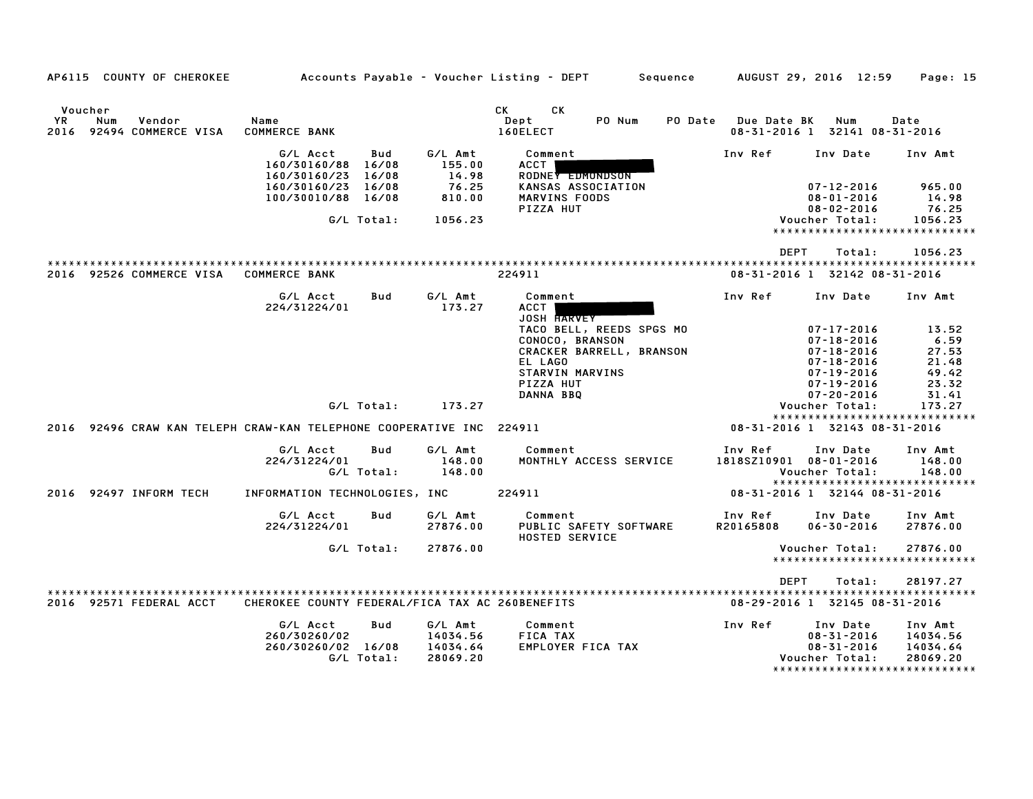AP6115 COUNTY OF CHEROKEE — Accounts Payable - Voucher Listing - DEPT — Sequence — AUGUST 29, 2016 12:59

| Voucher YR | Num | Vendor | Name | CK Dept | CK PO Num | PO Date | Due Date | BK | Num | Date |
|---|---|---|---|---|---|---|---|---|---|---|
| 2016 | 92494 | COMMERCE VISA | COMMERCE BANK | 160ELECT | | | 08-31-2016 | 1 | 32141 | 08-31-2016 |

| G/L Acct | Bud | G/L Amt | Comment | Inv Ref | Inv Date | Inv Amt |
|---|---|---|---|---|---|---|
| 160/30160/88 | 16/08 | 155.00 | ACCT [REDACTED] | | | |
| 160/30160/23 | 16/08 | 14.98 | RODNEY EDMONDSON | | | |
| 160/30160/23 | 16/08 | 76.25 | KANSAS ASSOCIATION | | 07-12-2016 | 965.00 |
| 100/30010/88 | 16/08 | 810.00 | MARVINS FOODS | | 08-01-2016 | 14.98 |
| | | | PIZZA HUT | | 08-02-2016 | 76.25 |
| | G/L Total: | 1056.23 | | | Voucher Total: | 1056.23 |

DEPT Total: 1056.23

| Voucher YR | Num | Vendor | Name | CK Dept | Due Date | BK | Num | Date |
|---|---|---|---|---|---|---|---|---|
| 2016 | 92526 | COMMERCE VISA | COMMERCE BANK | 224911 | 08-31-2016 | 1 | 32142 | 08-31-2016 |

| G/L Acct | Bud | G/L Amt | Comment | Inv Ref | Inv Date | Inv Amt |
|---|---|---|---|---|---|---|
| 224/31224/01 | | 173.27 | ACCT [REDACTED] | | | |
| | | | JOSH HARVEY | | | |
| | | | TACO BELL, REEDS SPGS MO | | 07-17-2016 | 13.52 |
| | | | CONOCO, BRANSON | | 07-18-2016 | 6.59 |
| | | | CRACKER BARRELL, BRANSON | | 07-18-2016 | 27.53 |
| | | | EL LAGO | | 07-18-2016 | 21.48 |
| | | | STARVIN MARVINS | | 07-19-2016 | 49.42 |
| | | | PIZZA HUT | | 07-19-2016 | 23.32 |
| | | | DANNA BBQ | | 07-20-2016 | 31.41 |
| | G/L Total: | 173.27 | | | Voucher Total: | 173.27 |

| Voucher YR | Num | Vendor | Name | CK Dept | Due Date | BK | Num | Date |
|---|---|---|---|---|---|---|---|---|
| 2016 | 92496 | CRAW KAN TELEPH | CRAW-KAN TELEPHONE COOPERATIVE INC | 224911 | 08-31-2016 | 1 | 32143 | 08-31-2016 |

| G/L Acct | Bud | G/L Amt | Comment | Inv Ref | Inv Date | Inv Amt |
|---|---|---|---|---|---|---|
| 224/31224/01 | | 148.00 | MONTHLY ACCESS SERVICE | 1818SZ10901 | 08-01-2016 | 148.00 |
| | G/L Total: | 148.00 | | | Voucher Total: | 148.00 |

| Voucher YR | Num | Vendor | Name | CK Dept | Due Date | BK | Num | Date |
|---|---|---|---|---|---|---|---|---|
| 2016 | 92497 | INFORM TECH | INFORMATION TECHNOLOGIES, INC | 224911 | 08-31-2016 | 1 | 32144 | 08-31-2016 |

| G/L Acct | Bud | G/L Amt | Comment | Inv Ref | Inv Date | Inv Amt |
|---|---|---|---|---|---|---|
| 224/31224/01 | | 27876.00 | PUBLIC SAFETY SOFTWARE | R20165808 | 06-30-2016 | 27876.00 |
| | | | HOSTED SERVICE | | | |
| | G/L Total: | 27876.00 | | | Voucher Total: | 27876.00 |

DEPT Total: 28197.27

| Voucher YR | Num | Vendor | Name | CK Dept | Due Date | BK | Num | Date |
|---|---|---|---|---|---|---|---|---|
| 2016 | 92571 | FEDERAL ACCT | CHEROKEE COUNTY FEDERAL/FICA TAX AC | 260BENEFITS | 08-29-2016 | 1 | 32145 | 08-31-2016 |

| G/L Acct | Bud | G/L Amt | Comment | Inv Ref | Inv Date | Inv Amt |
|---|---|---|---|---|---|---|
| 260/30260/02 | | 14034.56 | FICA TAX | | 08-31-2016 | 14034.56 |
| 260/30260/02 | 16/08 | 14034.64 | EMPLOYER FICA TAX | | 08-31-2016 | 14034.64 |
| | G/L Total: | 28069.20 | | | Voucher Total: | 28069.20 |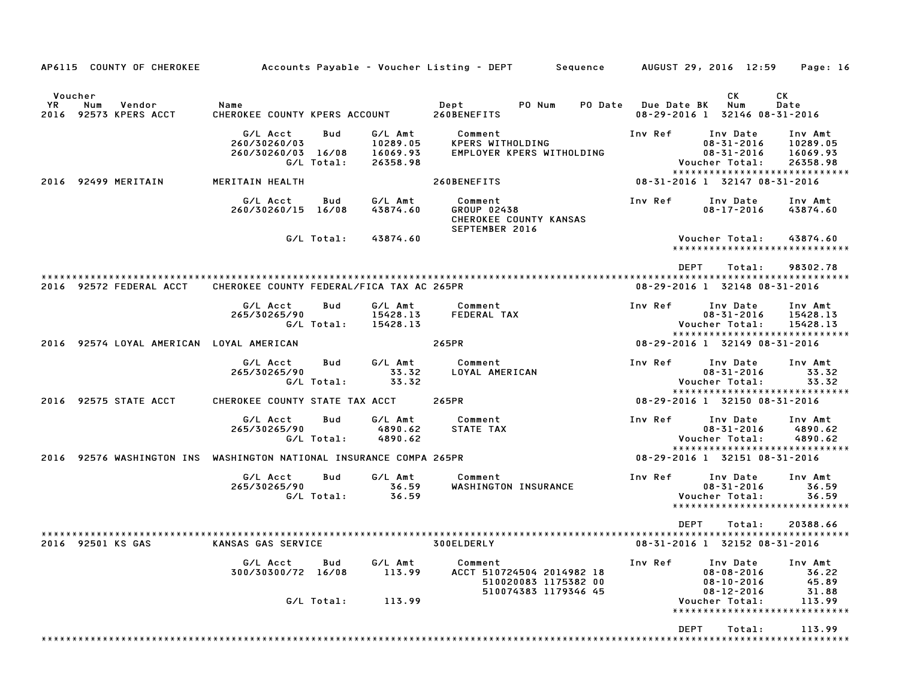AP6115 COUNTY OF CHEROKEE    Accounts Payable - Voucher Listing - DEPT    Sequence    AUGUST 29, 2016 12:59

| Voucher YR | Num | Vendor | Name | Dept | PO Num | PO Date | Due Date | BK | CK Num | CK Date |
|---|---|---|---|---|---|---|---|---|---|---|
| 2016 | 92573 | KPERS ACCT | CHEROKEE COUNTY KPERS ACCOUNT | 260BENEFITS | | | 08-29-2016 | 1 | 32146 | 08-31-2016 |

| G/L Acct | Bud | G/L Amt | Comment | Inv Ref | Inv Date | Inv Amt |
|---|---|---|---|---|---|---|
| 260/30260/03 | | 10289.05 | KPERS WITHOLDING | | 08-31-2016 | 10289.05 |
| 260/30260/03 | 16/08 | 16069.93 | EMPLOYER KPERS WITHOLDING | | 08-31-2016 | 16069.93 |
| | G/L Total: | 26358.98 | | | Voucher Total: | 26358.98 |

| Voucher YR | Num | Vendor | Name | Dept | PO Num | PO Date | Due Date | BK | CK Num | CK Date |
|---|---|---|---|---|---|---|---|---|---|---|
| 2016 | 92499 | MERITAIN | MERITAIN HEALTH | 260BENEFITS | | | 08-31-2016 | 1 | 32147 | 08-31-2016 |

| G/L Acct | Bud | G/L Amt | Comment | Inv Ref | Inv Date | Inv Amt |
|---|---|---|---|---|---|---|
| 260/30260/15 | 16/08 | 43874.60 | GROUP 02438 CHEROKEE COUNTY KANSAS SEPTEMBER 2016 | | 08-17-2016 | 43874.60 |
| | G/L Total: | 43874.60 | | | Voucher Total: | 43874.60 |

DEPT Total: 98302.78

| Voucher YR | Num | Vendor | Name | Dept | PO Num | PO Date | Due Date | BK | CK Num | CK Date |
|---|---|---|---|---|---|---|---|---|---|---|
| 2016 | 92572 | FEDERAL ACCT | CHEROKEE COUNTY FEDERAL/FICA TAX AC | 265PR | | | 08-29-2016 | 1 | 32148 | 08-31-2016 |

| G/L Acct | Bud | G/L Amt | Comment | Inv Ref | Inv Date | Inv Amt |
|---|---|---|---|---|---|---|
| 265/30265/90 | | 15428.13 | FEDERAL TAX | | 08-31-2016 | 15428.13 |
| | G/L Total: | 15428.13 | | | Voucher Total: | 15428.13 |

| Voucher YR | Num | Vendor | Name | Dept | PO Num | PO Date | Due Date | BK | CK Num | CK Date |
|---|---|---|---|---|---|---|---|---|---|---|
| 2016 | 92574 | LOYAL AMERICAN | LOYAL AMERICAN | 265PR | | | 08-29-2016 | 1 | 32149 | 08-31-2016 |

| G/L Acct | Bud | G/L Amt | Comment | Inv Ref | Inv Date | Inv Amt |
|---|---|---|---|---|---|---|
| 265/30265/90 | | 33.32 | LOYAL AMERICAN | | 08-31-2016 | 33.32 |
| | G/L Total: | 33.32 | | | Voucher Total: | 33.32 |

| Voucher YR | Num | Vendor | Name | Dept | PO Num | PO Date | Due Date | BK | CK Num | CK Date |
|---|---|---|---|---|---|---|---|---|---|---|
| 2016 | 92575 | STATE ACCT | CHEROKEE COUNTY STATE TAX ACCT | 265PR | | | 08-29-2016 | 1 | 32150 | 08-31-2016 |

| G/L Acct | Bud | G/L Amt | Comment | Inv Ref | Inv Date | Inv Amt |
|---|---|---|---|---|---|---|
| 265/30265/90 | | 4890.62 | STATE TAX | | 08-31-2016 | 4890.62 |
| | G/L Total: | 4890.62 | | | Voucher Total: | 4890.62 |

| Voucher YR | Num | Vendor | Name | Dept | PO Num | PO Date | Due Date | BK | CK Num | CK Date |
|---|---|---|---|---|---|---|---|---|---|---|
| 2016 | 92576 | WASHINGTON INS | WASHINGTON NATIONAL INSURANCE COMPA | 265PR | | | 08-29-2016 | 1 | 32151 | 08-31-2016 |

| G/L Acct | Bud | G/L Amt | Comment | Inv Ref | Inv Date | Inv Amt |
|---|---|---|---|---|---|---|
| 265/30265/90 | | 36.59 | WASHINGTON INSURANCE | | 08-31-2016 | 36.59 |
| | G/L Total: | 36.59 | | | Voucher Total: | 36.59 |

DEPT Total: 20388.66

| Voucher YR | Num | Vendor | Name | Dept | PO Num | PO Date | Due Date | BK | CK Num | CK Date |
|---|---|---|---|---|---|---|---|---|---|---|
| 2016 | 92501 | KS GAS | KANSAS GAS SERVICE | 300ELDERLY | | | 08-31-2016 | 1 | 32152 | 08-31-2016 |

| G/L Acct | Bud | G/L Amt | Comment | Inv Ref | Inv Date | Inv Amt |
|---|---|---|---|---|---|---|
| 300/30300/72 | 16/08 | 113.99 | ACCT 510724504 2014982 18 | | 08-08-2016 | 36.22 |
| | | | 510020083 1175382 00 | | 08-10-2016 | 45.89 |
| | | | 510074383 1179346 45 | | 08-12-2016 | 31.88 |
| | G/L Total: | 113.99 | | | Voucher Total: | 113.99 |

DEPT Total: 113.99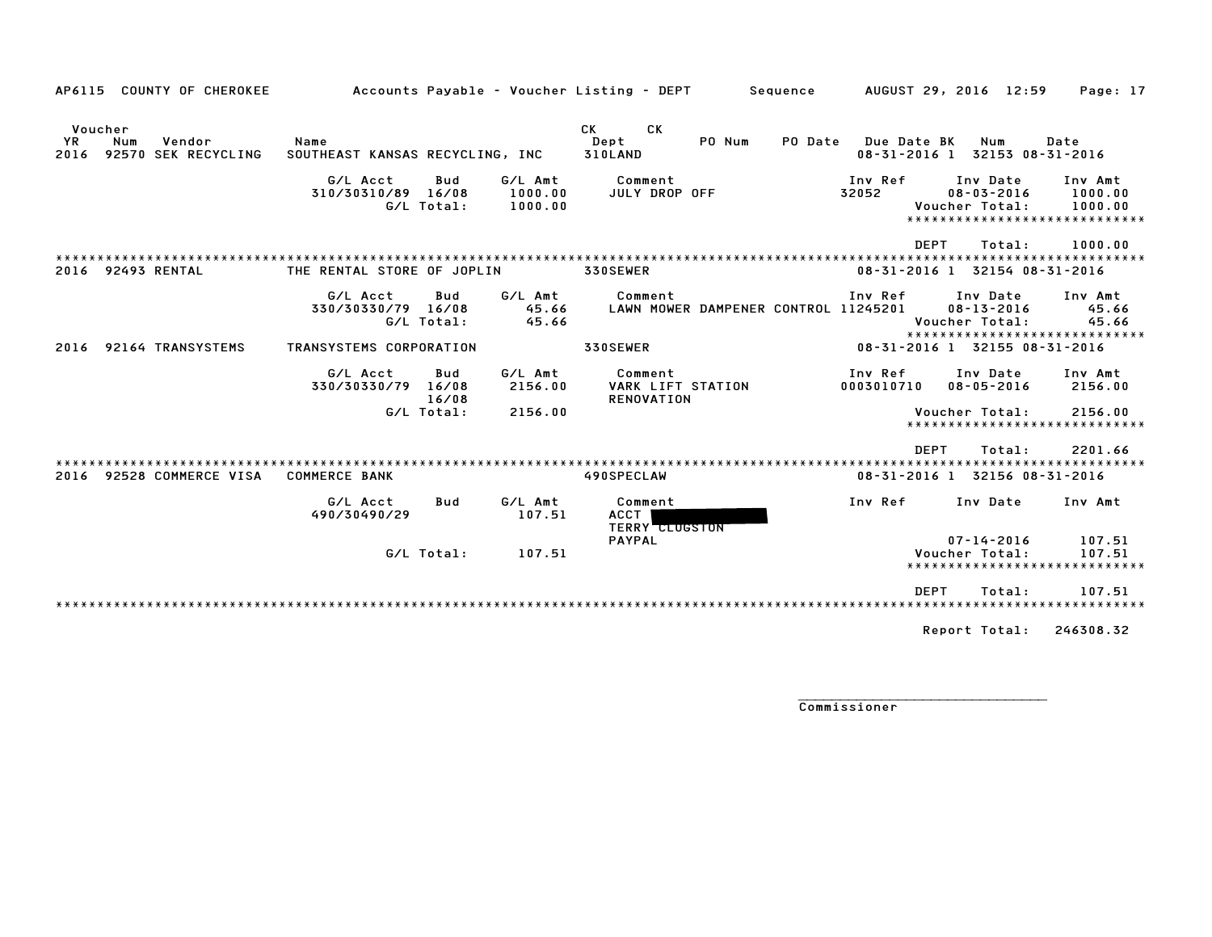AP6115 COUNTY OF CHEROKEE — Accounts Payable - Voucher Listing - DEPT Sequence — AUGUST 29, 2016 12:59 — Page: 17

| Voucher YR | Num | Vendor | Name | CK Dept | CK | PO Num | PO Date | Due Date | BK | Num | Date |
|---|---|---|---|---|---|---|---|---|---|---|---|
| 2016 | 92570 | SEK RECYCLING | SOUTHEAST KANSAS RECYCLING, INC | 310LAND | | | | 08-31-2016 | 1 | 32153 | 08-31-2016 |

| G/L Acct | Bud | G/L Amt | Comment | Inv Ref | Inv Date | Inv Amt |
|---|---|---|---|---|---|---|
| 310/30310/89 | 16/08 | 1000.00 | JULY DROP OFF | 32052 | 08-03-2016 | 1000.00 |
| | G/L Total: | 1000.00 | | | Voucher Total: | 1000.00 |

DEPT Total: 1000.00

| Voucher YR | Num | Vendor | Name | CK Dept | CK | PO Num | PO Date | Due Date | BK | Num | Date |
|---|---|---|---|---|---|---|---|---|---|---|---|
| 2016 | 92493 | RENTAL | THE RENTAL STORE OF JOPLIN | 330SEWER | | | | 08-31-2016 | 1 | 32154 | 08-31-2016 |

| G/L Acct | Bud | G/L Amt | Comment | Inv Ref | Inv Date | Inv Amt |
|---|---|---|---|---|---|---|
| 330/30330/79 | 16/08 | 45.66 | LAWN MOWER DAMPENER CONTROL | 11245201 | 08-13-2016 | 45.66 |
| | G/L Total: | 45.66 | | | Voucher Total: | 45.66 |

| Voucher YR | Num | Vendor | Name | CK Dept | CK | PO Num | PO Date | Due Date | BK | Num | Date |
|---|---|---|---|---|---|---|---|---|---|---|---|
| 2016 | 92164 | TRANSYSTEMS | TRANSYSTEMS CORPORATION | 330SEWER | | | | 08-31-2016 | 1 | 32155 | 08-31-2016 |

| G/L Acct | Bud | G/L Amt | Comment | Inv Ref | Inv Date | Inv Amt |
|---|---|---|---|---|---|---|
| 330/30330/79 | 16/08 | 2156.00 | VARK LIFT STATION | 0003010710 | 08-05-2016 | 2156.00 |
| | 16/08 | | RENOVATION | | | |
| | G/L Total: | 2156.00 | | | Voucher Total: | 2156.00 |

DEPT Total: 2201.66

| Voucher YR | Num | Vendor | Name | CK Dept | CK | PO Num | PO Date | Due Date | BK | Num | Date |
|---|---|---|---|---|---|---|---|---|---|---|---|
| 2016 | 92528 | COMMERCE VISA | COMMERCE BANK | 490SPECLAW | | | | 08-31-2016 | 1 | 32156 | 08-31-2016 |

| G/L Acct | Bud | G/L Amt | Comment | Inv Ref | Inv Date | Inv Amt |
|---|---|---|---|---|---|---|
| 490/30490/29 | | 107.51 | ACCT [REDACTED] | | | |
| | | | TERRY CLUGSTON | | | |
| | | | PAYPAL | | 07-14-2016 | 107.51 |
| | G/L Total: | 107.51 | | | Voucher Total: | 107.51 |

DEPT Total: 107.51

Report Total: 246308.32

Commissioner